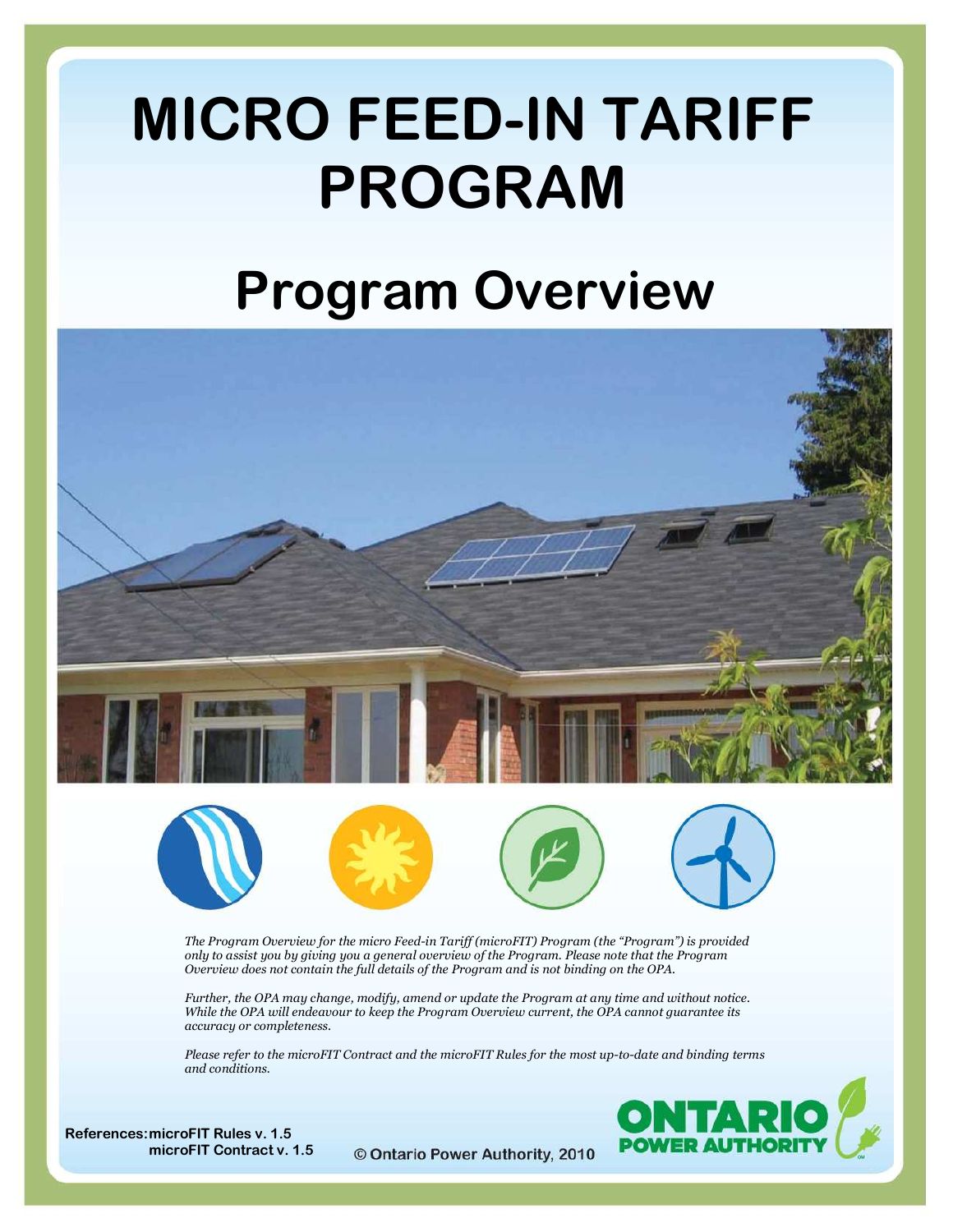# MICRO FEED-IN TARIFF PROGRAM

## Program Overview

*The Program Overview for the micro Feed-in Tariff (microFIT) Program (the "Program") is provided only to assist you by giving you a general overview of the Program. Please note that the Program Overview does not contain the full details of the Program and is not binding on the OPA.*

*Further, the OPA may change, modify, amend or update the Program at any time and without notice. While the OPA will endeavour to keep the Program Overview current, the OPA cannot guarantee its accuracy or completeness.*

*Please refer to the microFIT Contract and the microFIT Rules for the most up-to-date and binding terms and conditions.*

**References: microFIT Rules v. 1.5**
**microFIT Contract v. 1.5**

© Ontario Power Authority, 2010

ONTARIO POWER AUTHORITY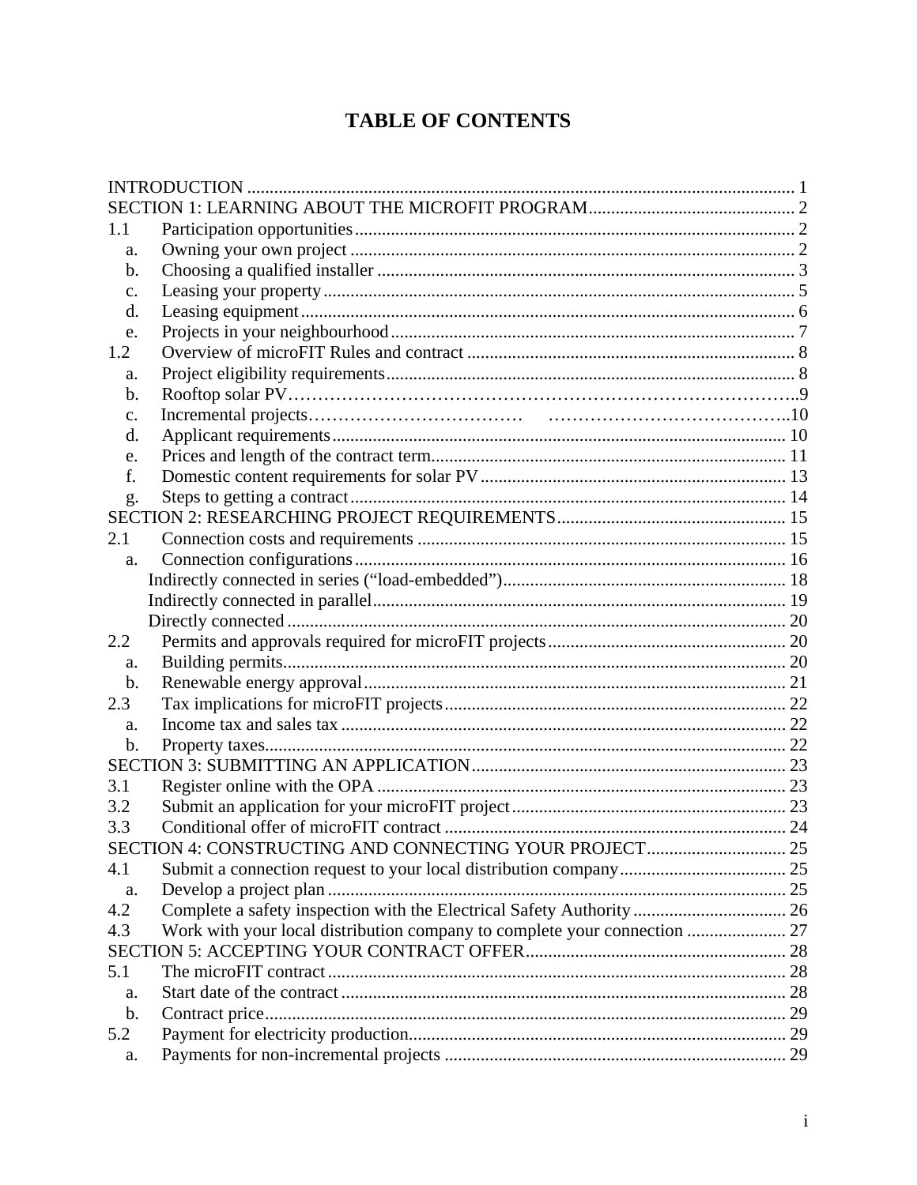# TABLE OF CONTENTS

INTRODUCTION ........................................................................................................................ 1
SECTION 1: LEARNING ABOUT THE MICROFIT PROGRAM............................................. 2
1.1 Participation opportunities................................................................................................. 2
a. Owning your own project .................................................................................................. 2
b. Choosing a qualified installer ............................................................................................ 3
c. Leasing your property........................................................................................................ 5
d. Leasing equipment............................................................................................................. 6
e. Projects in your neighbourhood......................................................................................... 7
1.2 Overview of microFIT Rules and contract ........................................................................ 8
a. Project eligibility requirements.......................................................................................... 8
b. Rooftop solar PV…………………………………………………………………………..9
c. Incremental projects……………………………… ………………………………….10
d. Applicant requirements..................................................................................................... 10
e. Prices and length of the contract term.............................................................................. 11
f. Domestic content requirements for solar PV................................................................... 13
g. Steps to getting a contract................................................................................................ 14
SECTION 2: RESEARCHING PROJECT REQUIREMENTS.................................................. 15
2.1 Connection costs and requirements ................................................................................. 15
a. Connection configurations................................................................................................ 16
Indirectly connected in series (“load-embedded”)............................................................... 18
Indirectly connected in parallel............................................................................................ 19
Directly connected .............................................................................................................. 20
2.2 Permits and approvals required for microFIT projects..................................................... 20
a. Building permits............................................................................................................... 20
b. Renewable energy approval............................................................................................. 21
2.3 Tax implications for microFIT projects............................................................................ 22
a. Income tax and sales tax .................................................................................................. 22
b. Property taxes................................................................................................................... 22
SECTION 3: SUBMITTING AN APPLICATION..................................................................... 23
3.1 Register online with the OPA .......................................................................................... 23
3.2 Submit an application for your microFIT project............................................................ 23
3.3 Conditional offer of microFIT contract ........................................................................... 24
SECTION 4: CONSTRUCTING AND CONNECTING YOUR PROJECT............................... 25
4.1 Submit a connection request to your local distribution company..................................... 25
a. Develop a project plan ..................................................................................................... 25
4.2 Complete a safety inspection with the Electrical Safety Authority.................................. 26
4.3 Work with your local distribution company to complete your connection ...................... 27
SECTION 5: ACCEPTING YOUR CONTRACT OFFER.......................................................... 28
5.1 The microFIT contract..................................................................................................... 28
a. Start date of the contract .................................................................................................. 28
b. Contract price................................................................................................................... 29
5.2 Payment for electricity production................................................................................... 29
a. Payments for non-incremental projects ............................................................................ 29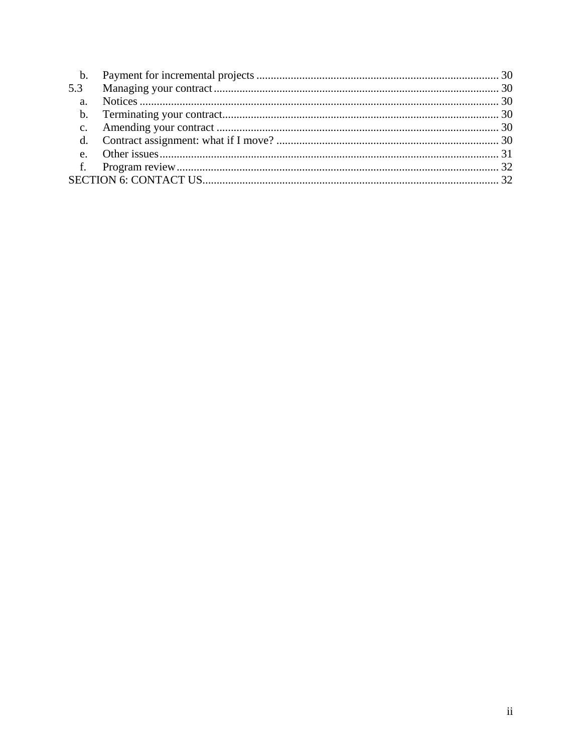| | | |
|---|---|---|
| b. | Payment for incremental projects | 30 |
| 5.3 | Managing your contract | 30 |
| a. | Notices | 30 |
| b. | Terminating your contract | 30 |
| c. | Amending your contract | 30 |
| d. | Contract assignment: what if I move? | 30 |
| e. | Other issues | 31 |
| f. | Program review | 32 |
| SECTION 6: CONTACT US | | 32 |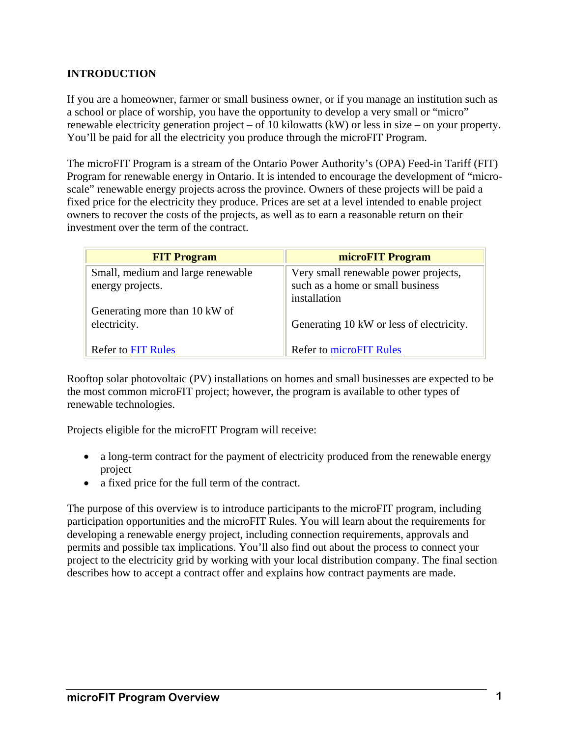## INTRODUCTION

If you are a homeowner, farmer or small business owner, or if you manage an institution such as a school or place of worship, you have the opportunity to develop a very small or "micro" renewable electricity generation project – of 10 kilowatts (kW) or less in size – on your property. You'll be paid for all the electricity you produce through the microFIT Program.

The microFIT Program is a stream of the Ontario Power Authority's (OPA) Feed-in Tariff (FIT) Program for renewable energy in Ontario. It is intended to encourage the development of "micro-scale" renewable energy projects across the province. Owners of these projects will be paid a fixed price for the electricity they produce. Prices are set at a level intended to enable project owners to recover the costs of the projects, as well as to earn a reasonable return on their investment over the term of the contract.

| FIT Program | microFIT Program |
|---|---|
| Small, medium and large renewable energy projects.<br><br>Generating more than 10 kW of electricity.<br><br>Refer to FIT Rules | Very small renewable power projects, such as a home or small business installation<br><br>Generating 10 kW or less of electricity.<br><br>Refer to microFIT Rules |

Rooftop solar photovoltaic (PV) installations on homes and small businesses are expected to be the most common microFIT project; however, the program is available to other types of renewable technologies.

Projects eligible for the microFIT Program will receive:

- a long-term contract for the payment of electricity produced from the renewable energy project
- a fixed price for the full term of the contract.

The purpose of this overview is to introduce participants to the microFIT program, including participation opportunities and the microFIT Rules. You will learn about the requirements for developing a renewable energy project, including connection requirements, approvals and permits and possible tax implications. You'll also find out about the process to connect your project to the electricity grid by working with your local distribution company. The final section describes how to accept a contract offer and explains how contract payments are made.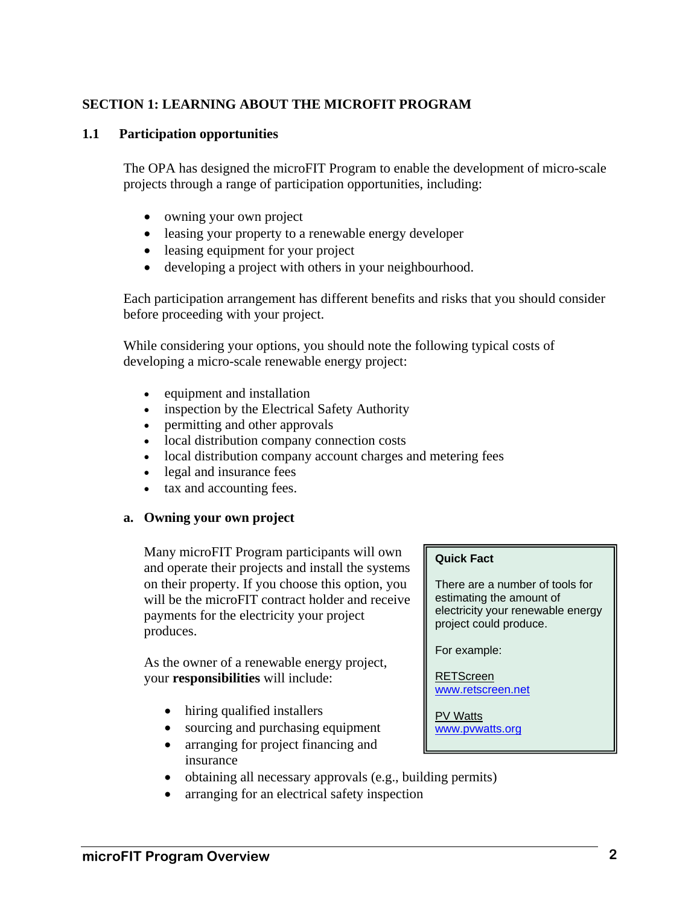## SECTION 1: LEARNING ABOUT THE MICROFIT PROGRAM

### 1.1 Participation opportunities

The OPA has designed the microFIT Program to enable the development of micro-scale projects through a range of participation opportunities, including:

- owning your own project
- leasing your property to a renewable energy developer
- leasing equipment for your project
- developing a project with others in your neighbourhood.

Each participation arrangement has different benefits and risks that you should consider before proceeding with your project.

While considering your options, you should note the following typical costs of developing a micro-scale renewable energy project:

- equipment and installation
- inspection by the Electrical Safety Authority
- permitting and other approvals
- local distribution company connection costs
- local distribution company account charges and metering fees
- legal and insurance fees
- tax and accounting fees.

#### a. Owning your own project

Many microFIT Program participants will own and operate their projects and install the systems on their property. If you choose this option, you will be the microFIT contract holder and receive payments for the electricity your project produces.

As the owner of a renewable energy project, your **responsibilities** will include:

- hiring qualified installers
- sourcing and purchasing equipment
- arranging for project financing and insurance
- obtaining all necessary approvals (e.g., building permits)
- arranging for an electrical safety inspection

> **Quick Fact**
>
> There are a number of tools for estimating the amount of electricity your renewable energy project could produce.
>
> For example:
>
> RETScreen
> www.retscreen.net
>
> PV Watts
> www.pvwatts.org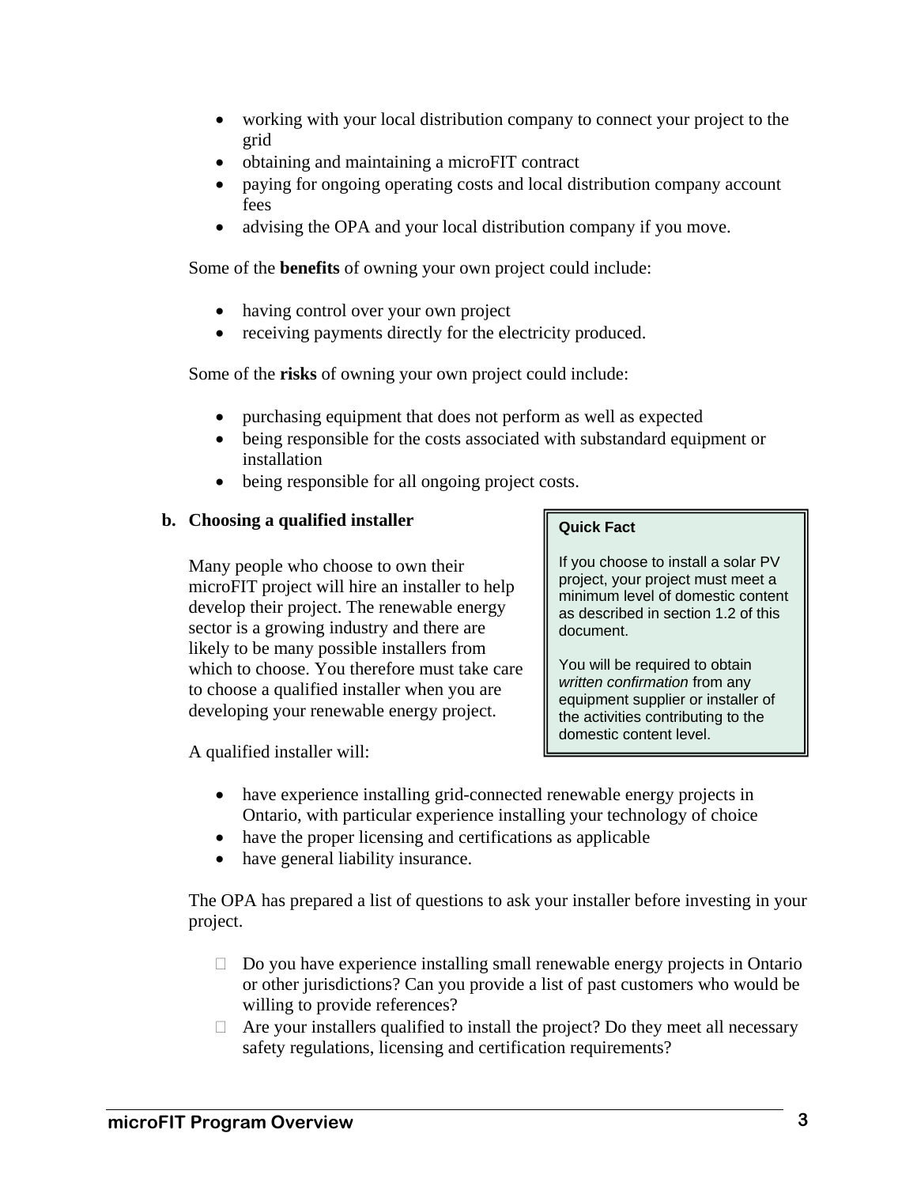- working with your local distribution company to connect your project to the grid
- obtaining and maintaining a microFIT contract
- paying for ongoing operating costs and local distribution company account fees
- advising the OPA and your local distribution company if you move.

Some of the **benefits** of owning your own project could include:

- having control over your own project
- receiving payments directly for the electricity produced.

Some of the **risks** of owning your own project could include:

- purchasing equipment that does not perform as well as expected
- being responsible for the costs associated with substandard equipment or installation
- being responsible for all ongoing project costs.

**b. Choosing a qualified installer**

Many people who choose to own their microFIT project will hire an installer to help develop their project. The renewable energy sector is a growing industry and there are likely to be many possible installers from which to choose. You therefore must take care to choose a qualified installer when you are developing your renewable energy project.

> **Quick Fact**
>
> If you choose to install a solar PV project, your project must meet a minimum level of domestic content as described in section 1.2 of this document.
>
> You will be required to obtain *written confirmation* from any equipment supplier or installer of the activities contributing to the domestic content level.

A qualified installer will:

- have experience installing grid-connected renewable energy projects in Ontario, with particular experience installing your technology of choice
- have the proper licensing and certifications as applicable
- have general liability insurance.

The OPA has prepared a list of questions to ask your installer before investing in your project.

- ☐ Do you have experience installing small renewable energy projects in Ontario or other jurisdictions? Can you provide a list of past customers who would be willing to provide references?
- ☐ Are your installers qualified to install the project? Do they meet all necessary safety regulations, licensing and certification requirements?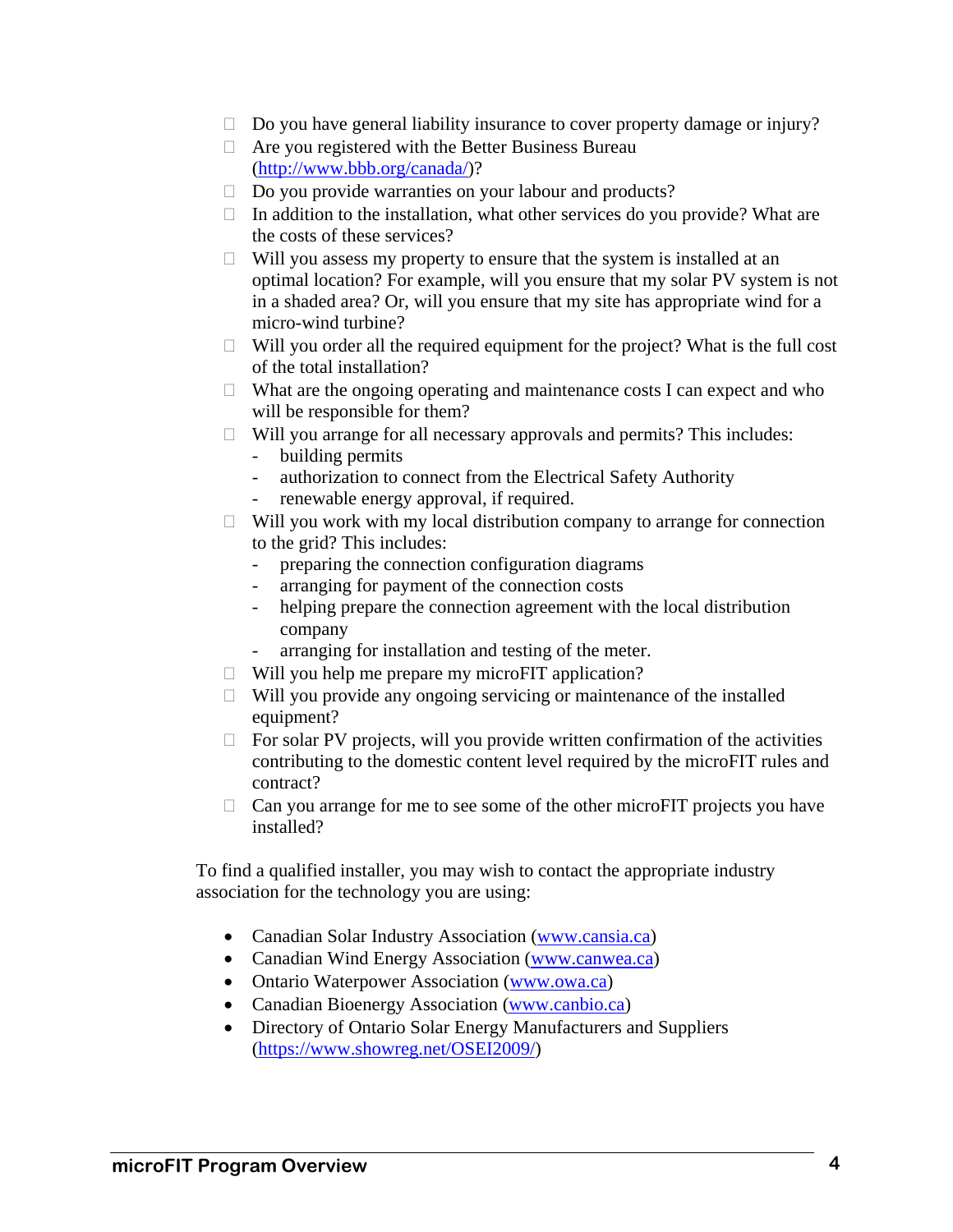- Do you have general liability insurance to cover property damage or injury?
- Are you registered with the Better Business Bureau (http://www.bbb.org/canada/)?
- Do you provide warranties on your labour and products?
- In addition to the installation, what other services do you provide? What are the costs of these services?
- Will you assess my property to ensure that the system is installed at an optimal location? For example, will you ensure that my solar PV system is not in a shaded area? Or, will you ensure that my site has appropriate wind for a micro-wind turbine?
- Will you order all the required equipment for the project? What is the full cost of the total installation?
- What are the ongoing operating and maintenance costs I can expect and who will be responsible for them?
- Will you arrange for all necessary approvals and permits? This includes:
  - building permits
  - authorization to connect from the Electrical Safety Authority
  - renewable energy approval, if required.
- Will you work with my local distribution company to arrange for connection to the grid? This includes:
  - preparing the connection configuration diagrams
  - arranging for payment of the connection costs
  - helping prepare the connection agreement with the local distribution company
  - arranging for installation and testing of the meter.
- Will you help me prepare my microFIT application?
- Will you provide any ongoing servicing or maintenance of the installed equipment?
- For solar PV projects, will you provide written confirmation of the activities contributing to the domestic content level required by the microFIT rules and contract?
- Can you arrange for me to see some of the other microFIT projects you have installed?

To find a qualified installer, you may wish to contact the appropriate industry association for the technology you are using:

- Canadian Solar Industry Association (www.cansia.ca)
- Canadian Wind Energy Association (www.canwea.ca)
- Ontario Waterpower Association (www.owa.ca)
- Canadian Bioenergy Association (www.canbio.ca)
- Directory of Ontario Solar Energy Manufacturers and Suppliers (https://www.showreg.net/OSEI2009/)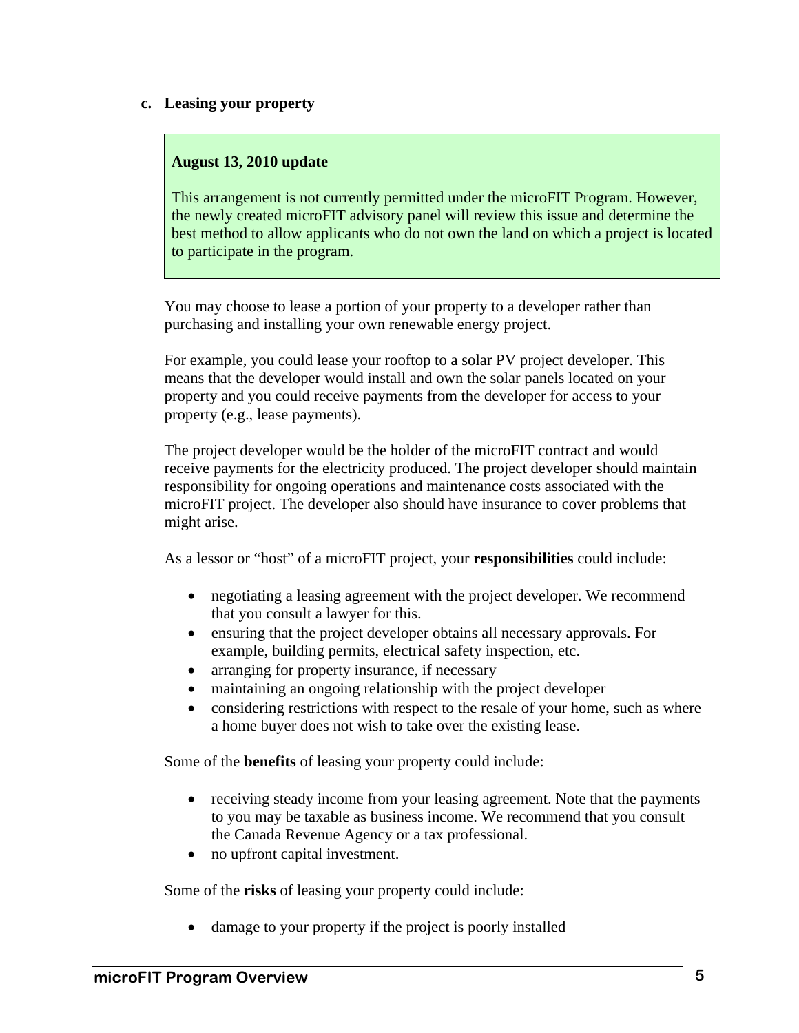### c. Leasing your property

> **August 13, 2010 update**
>
> This arrangement is not currently permitted under the microFIT Program. However, the newly created microFIT advisory panel will review this issue and determine the best method to allow applicants who do not own the land on which a project is located to participate in the program.

You may choose to lease a portion of your property to a developer rather than purchasing and installing your own renewable energy project.

For example, you could lease your rooftop to a solar PV project developer. This means that the developer would install and own the solar panels located on your property and you could receive payments from the developer for access to your property (e.g., lease payments).

The project developer would be the holder of the microFIT contract and would receive payments for the electricity produced. The project developer should maintain responsibility for ongoing operations and maintenance costs associated with the microFIT project. The developer also should have insurance to cover problems that might arise.

As a lessor or "host" of a microFIT project, your **responsibilities** could include:

- negotiating a leasing agreement with the project developer. We recommend that you consult a lawyer for this.
- ensuring that the project developer obtains all necessary approvals. For example, building permits, electrical safety inspection, etc.
- arranging for property insurance, if necessary
- maintaining an ongoing relationship with the project developer
- considering restrictions with respect to the resale of your home, such as where a home buyer does not wish to take over the existing lease.

Some of the **benefits** of leasing your property could include:

- receiving steady income from your leasing agreement. Note that the payments to you may be taxable as business income. We recommend that you consult the Canada Revenue Agency or a tax professional.
- no upfront capital investment.

Some of the **risks** of leasing your property could include:

- damage to your property if the project is poorly installed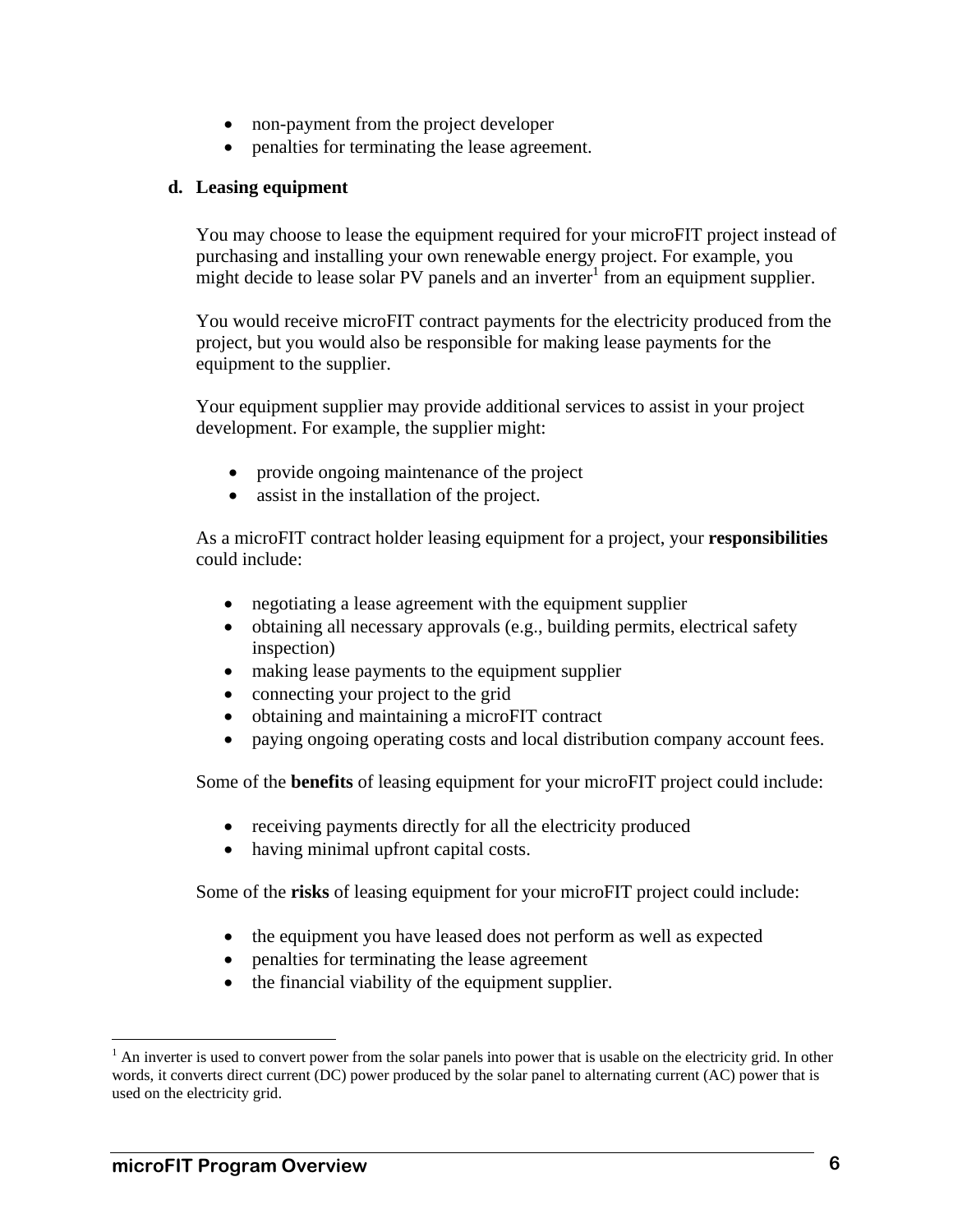- non-payment from the project developer
- penalties for terminating the lease agreement.

**d. Leasing equipment**

You may choose to lease the equipment required for your microFIT project instead of purchasing and installing your own renewable energy project. For example, you might decide to lease solar PV panels and an inverter[1] from an equipment supplier.

You would receive microFIT contract payments for the electricity produced from the project, but you would also be responsible for making lease payments for the equipment to the supplier.

Your equipment supplier may provide additional services to assist in your project development. For example, the supplier might:

- provide ongoing maintenance of the project
- assist in the installation of the project.

As a microFIT contract holder leasing equipment for a project, your **responsibilities** could include:

- negotiating a lease agreement with the equipment supplier
- obtaining all necessary approvals (e.g., building permits, electrical safety inspection)
- making lease payments to the equipment supplier
- connecting your project to the grid
- obtaining and maintaining a microFIT contract
- paying ongoing operating costs and local distribution company account fees.

Some of the **benefits** of leasing equipment for your microFIT project could include:

- receiving payments directly for all the electricity produced
- having minimal upfront capital costs.

Some of the **risks** of leasing equipment for your microFIT project could include:

- the equipment you have leased does not perform as well as expected
- penalties for terminating the lease agreement
- the financial viability of the equipment supplier.

[1] An inverter is used to convert power from the solar panels into power that is usable on the electricity grid. In other words, it converts direct current (DC) power produced by the solar panel to alternating current (AC) power that is used on the electricity grid.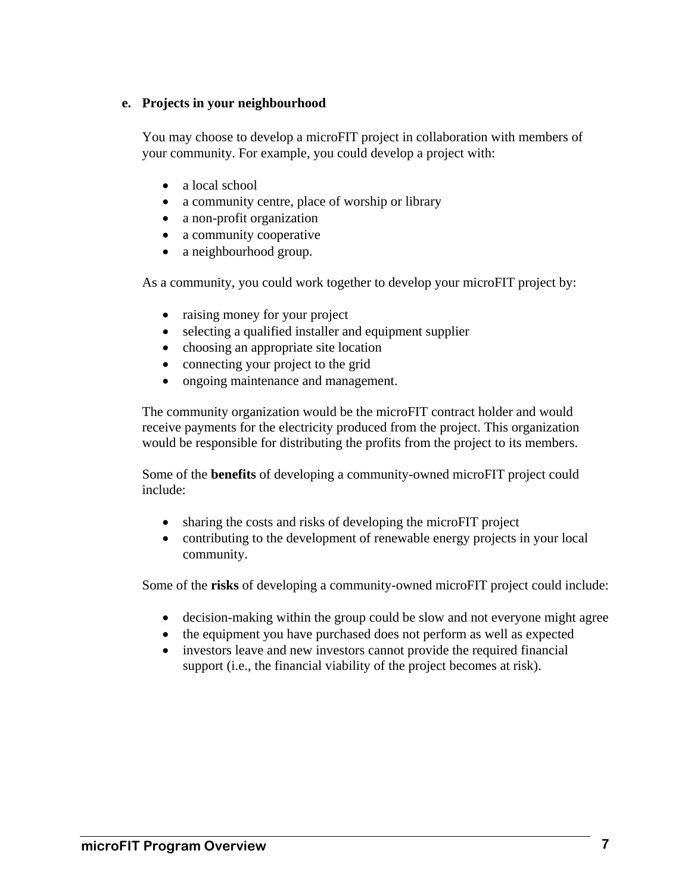#### e. Projects in your neighbourhood

You may choose to develop a microFIT project in collaboration with members of your community. For example, you could develop a project with:

- a local school
- a community centre, place of worship or library
- a non-profit organization
- a community cooperative
- a neighbourhood group.

As a community, you could work together to develop your microFIT project by:

- raising money for your project
- selecting a qualified installer and equipment supplier
- choosing an appropriate site location
- connecting your project to the grid
- ongoing maintenance and management.

The community organization would be the microFIT contract holder and would receive payments for the electricity produced from the project. This organization would be responsible for distributing the profits from the project to its members.

Some of the **benefits** of developing a community-owned microFIT project could include:

- sharing the costs and risks of developing the microFIT project
- contributing to the development of renewable energy projects in your local community.

Some of the **risks** of developing a community-owned microFIT project could include:

- decision-making within the group could be slow and not everyone might agree
- the equipment you have purchased does not perform as well as expected
- investors leave and new investors cannot provide the required financial support (i.e., the financial viability of the project becomes at risk).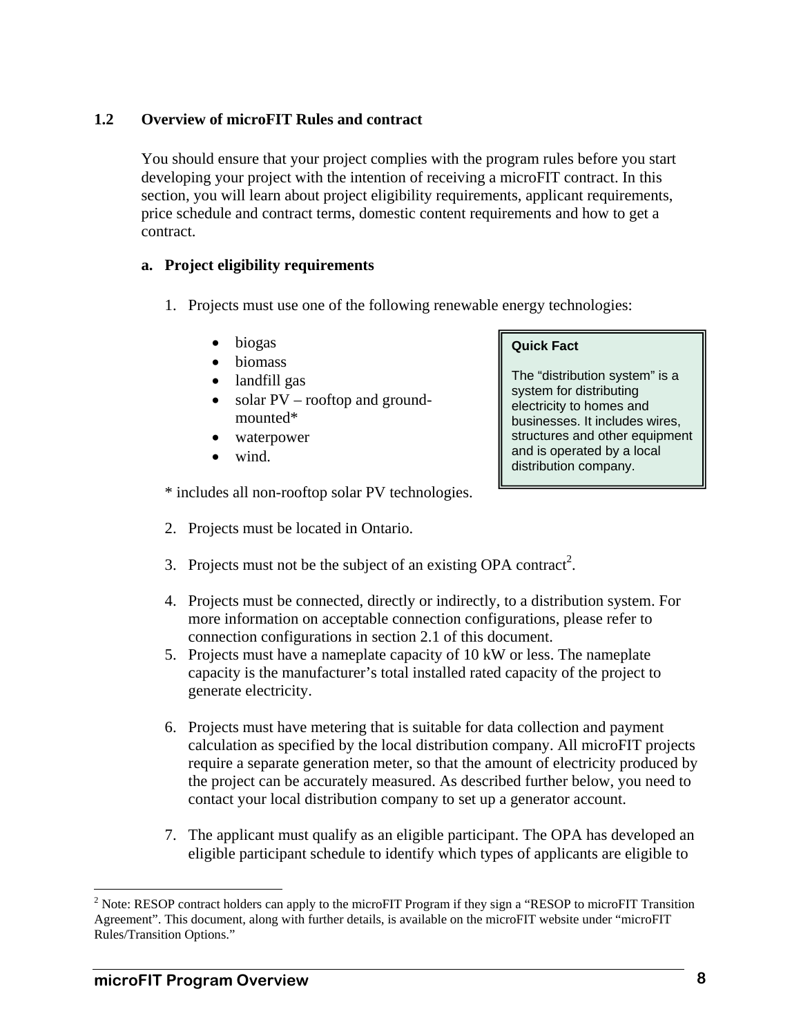### 1.2 Overview of microFIT Rules and contract

You should ensure that your project complies with the program rules before you start developing your project with the intention of receiving a microFIT contract. In this section, you will learn about project eligibility requirements, applicant requirements, price schedule and contract terms, domestic content requirements and how to get a contract.

#### a. Project eligibility requirements

1. Projects must use one of the following renewable energy technologies:

    - biogas
    - biomass
    - landfill gas
    - solar PV – rooftop and ground-mounted*
    - waterpower
    - wind.

    * includes all non-rooftop solar PV technologies.

> **Quick Fact**
>
> The "distribution system" is a system for distributing electricity to homes and businesses. It includes wires, structures and other equipment and is operated by a local distribution company.

2. Projects must be located in Ontario.

3. Projects must not be the subject of an existing OPA contract[2].

4. Projects must be connected, directly or indirectly, to a distribution system. For more information on acceptable connection configurations, please refer to connection configurations in section 2.1 of this document.

5. Projects must have a nameplate capacity of 10 kW or less. The nameplate capacity is the manufacturer's total installed rated capacity of the project to generate electricity.

6. Projects must have metering that is suitable for data collection and payment calculation as specified by the local distribution company. All microFIT projects require a separate generation meter, so that the amount of electricity produced by the project can be accurately measured. As described further below, you need to contact your local distribution company to set up a generator account.

7. The applicant must qualify as an eligible participant. The OPA has developed an eligible participant schedule to identify which types of applicants are eligible to

[2] Note: RESOP contract holders can apply to the microFIT Program if they sign a "RESOP to microFIT Transition Agreement". This document, along with further details, is available on the microFIT website under "microFIT Rules/Transition Options."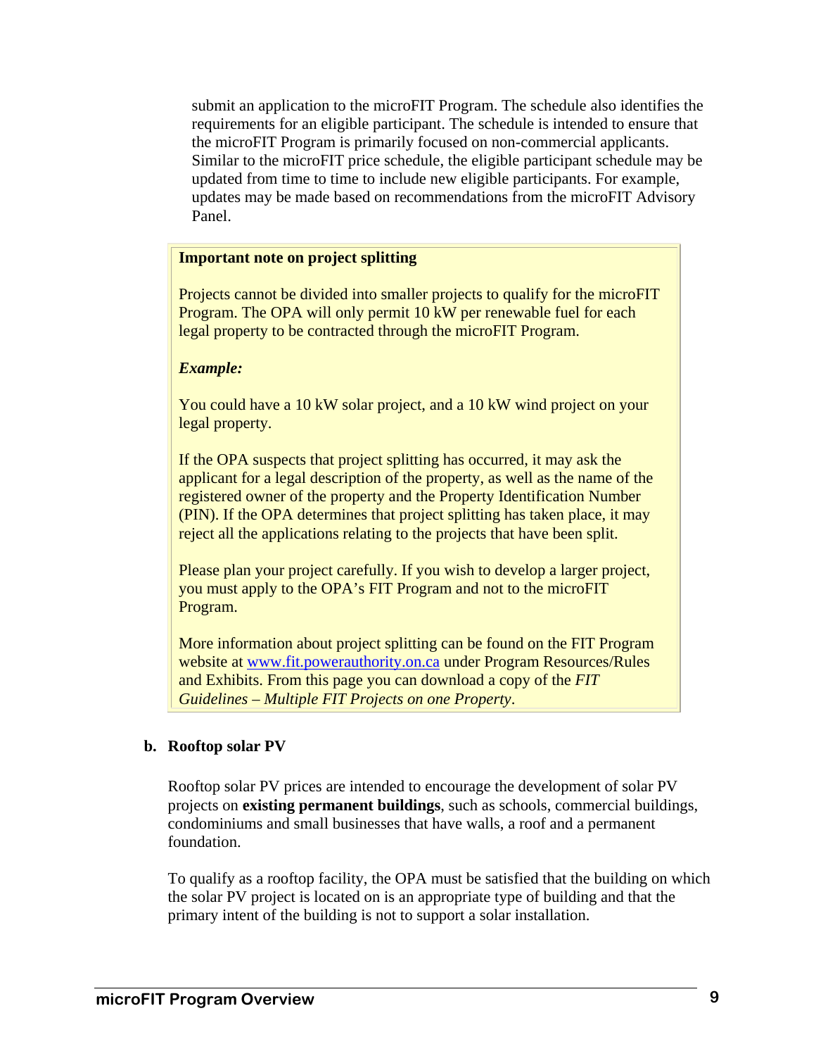submit an application to the microFIT Program. The schedule also identifies the requirements for an eligible participant. The schedule is intended to ensure that the microFIT Program is primarily focused on non-commercial applicants. Similar to the microFIT price schedule, the eligible participant schedule may be updated from time to time to include new eligible participants. For example, updates may be made based on recommendations from the microFIT Advisory Panel.

> **Important note on project splitting**
>
> Projects cannot be divided into smaller projects to qualify for the microFIT Program. The OPA will only permit 10 kW per renewable fuel for each legal property to be contracted through the microFIT Program.
>
> ***Example:***
>
> You could have a 10 kW solar project, and a 10 kW wind project on your legal property.
>
> If the OPA suspects that project splitting has occurred, it may ask the applicant for a legal description of the property, as well as the name of the registered owner of the property and the Property Identification Number (PIN). If the OPA determines that project splitting has taken place, it may reject all the applications relating to the projects that have been split.
>
> Please plan your project carefully. If you wish to develop a larger project, you must apply to the OPA's FIT Program and not to the microFIT Program.
>
> More information about project splitting can be found on the FIT Program website at [www.fit.powerauthority.on.ca](http://www.fit.powerauthority.on.ca) under Program Resources/Rules and Exhibits. From this page you can download a copy of the *FIT Guidelines – Multiple FIT Projects on one Property*.

**b. Rooftop solar PV**

Rooftop solar PV prices are intended to encourage the development of solar PV projects on **existing permanent buildings**, such as schools, commercial buildings, condominiums and small businesses that have walls, a roof and a permanent foundation.

To qualify as a rooftop facility, the OPA must be satisfied that the building on which the solar PV project is located on is an appropriate type of building and that the primary intent of the building is not to support a solar installation.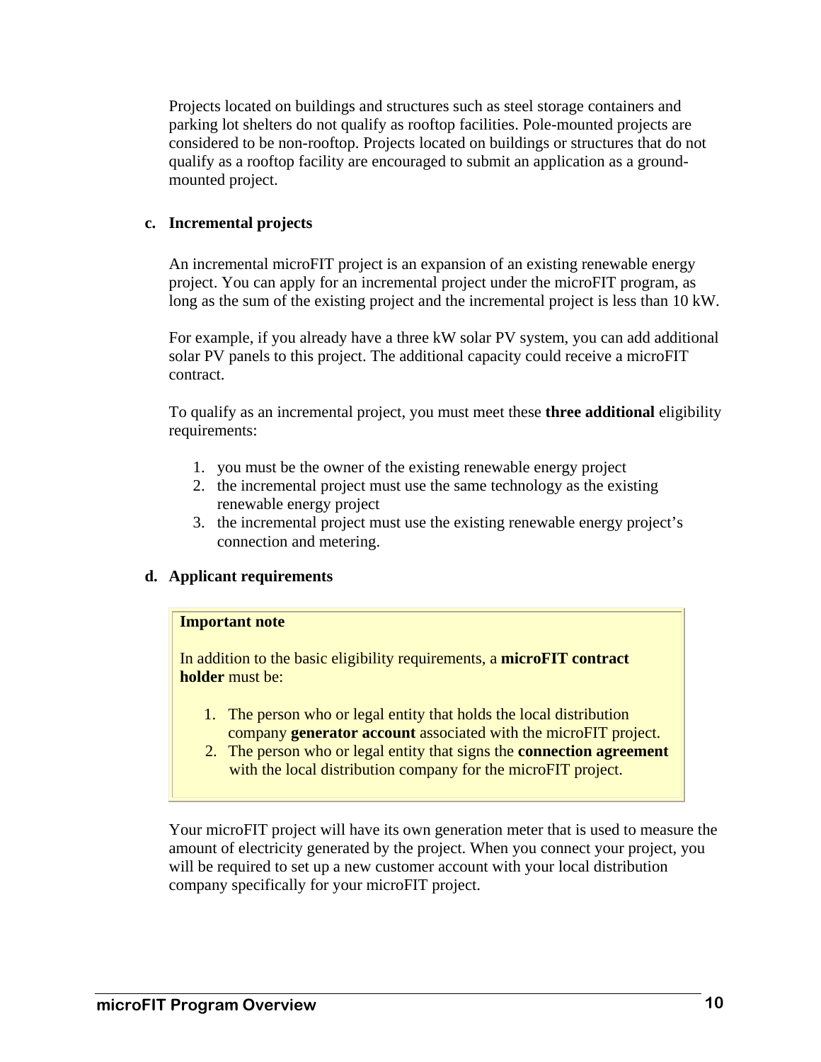Projects located on buildings and structures such as steel storage containers and parking lot shelters do not qualify as rooftop facilities. Pole-mounted projects are considered to be non-rooftop. Projects located on buildings or structures that do not qualify as a rooftop facility are encouraged to submit an application as a ground-mounted project.

**c. Incremental projects**

An incremental microFIT project is an expansion of an existing renewable energy project. You can apply for an incremental project under the microFIT program, as long as the sum of the existing project and the incremental project is less than 10 kW.

For example, if you already have a three kW solar PV system, you can add additional solar PV panels to this project. The additional capacity could receive a microFIT contract.

To qualify as an incremental project, you must meet these **three additional** eligibility requirements:

1. you must be the owner of the existing renewable energy project
2. the incremental project must use the same technology as the existing renewable energy project
3. the incremental project must use the existing renewable energy project's connection and metering.

**d. Applicant requirements**

> **Important note**
>
> In addition to the basic eligibility requirements, a **microFIT contract holder** must be:
>
> 1. The person who or legal entity that holds the local distribution company **generator account** associated with the microFIT project.
> 2. The person who or legal entity that signs the **connection agreement** with the local distribution company for the microFIT project.

Your microFIT project will have its own generation meter that is used to measure the amount of electricity generated by the project. When you connect your project, you will be required to set up a new customer account with your local distribution company specifically for your microFIT project.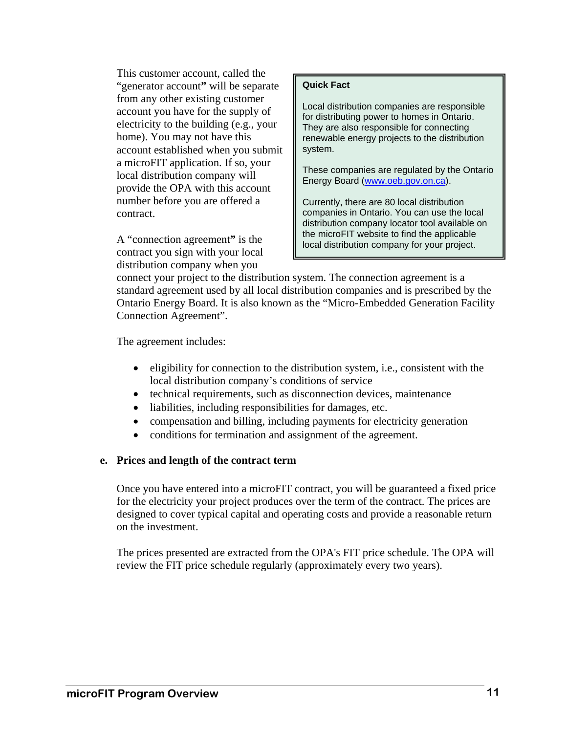This customer account, called the "generator account" will be separate from any other existing customer account you have for the supply of electricity to the building (e.g., your home). You may not have this account established when you submit a microFIT application. If so, your local distribution company will provide the OPA with this account number before you are offered a contract.

> **Quick Fact**
>
> Local distribution companies are responsible for distributing power to homes in Ontario. They are also responsible for connecting renewable energy projects to the distribution system.
>
> These companies are regulated by the Ontario Energy Board (www.oeb.gov.on.ca).
>
> Currently, there are 80 local distribution companies in Ontario. You can use the local distribution company locator tool available on the microFIT website to find the applicable local distribution company for your project.

A "connection agreement" is the contract you sign with your local distribution company when you connect your project to the distribution system. The connection agreement is a standard agreement used by all local distribution companies and is prescribed by the Ontario Energy Board. It is also known as the "Micro-Embedded Generation Facility Connection Agreement".

The agreement includes:

- eligibility for connection to the distribution system, i.e., consistent with the local distribution company's conditions of service
- technical requirements, such as disconnection devices, maintenance
- liabilities, including responsibilities for damages, etc.
- compensation and billing, including payments for electricity generation
- conditions for termination and assignment of the agreement.

### e. Prices and length of the contract term

Once you have entered into a microFIT contract, you will be guaranteed a fixed price for the electricity your project produces over the term of the contract. The prices are designed to cover typical capital and operating costs and provide a reasonable return on the investment.

The prices presented are extracted from the OPA's FIT price schedule. The OPA will review the FIT price schedule regularly (approximately every two years).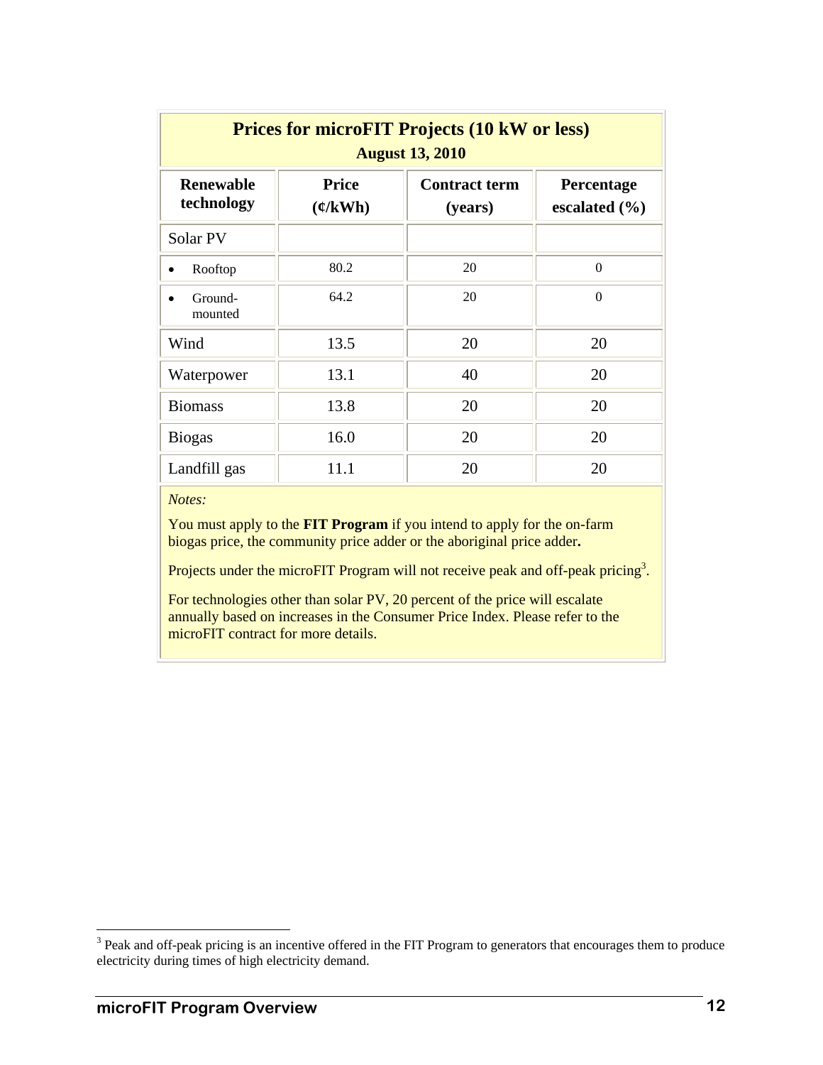**Prices for microFIT Projects (10 kW or less)**
**August 13, 2010**

| Renewable technology | Price (¢/kWh) | Contract term (years) | Percentage escalated (%) |
|---|---|---|---|
| Solar PV | | | |
| • Rooftop | 80.2 | 20 | 0 |
| • Ground-mounted | 64.2 | 20 | 0 |
| Wind | 13.5 | 20 | 20 |
| Waterpower | 13.1 | 40 | 20 |
| Biomass | 13.8 | 20 | 20 |
| Biogas | 16.0 | 20 | 20 |
| Landfill gas | 11.1 | 20 | 20 |

*Notes:*

You must apply to the **FIT Program** if you intend to apply for the on-farm biogas price, the community price adder or the aboriginal price adder**.**

Projects under the microFIT Program will not receive peak and off-peak pricing[3].

For technologies other than solar PV, 20 percent of the price will escalate annually based on increases in the Consumer Price Index. Please refer to the microFIT contract for more details.

[3] Peak and off-peak pricing is an incentive offered in the FIT Program to generators that encourages them to produce electricity during times of high electricity demand.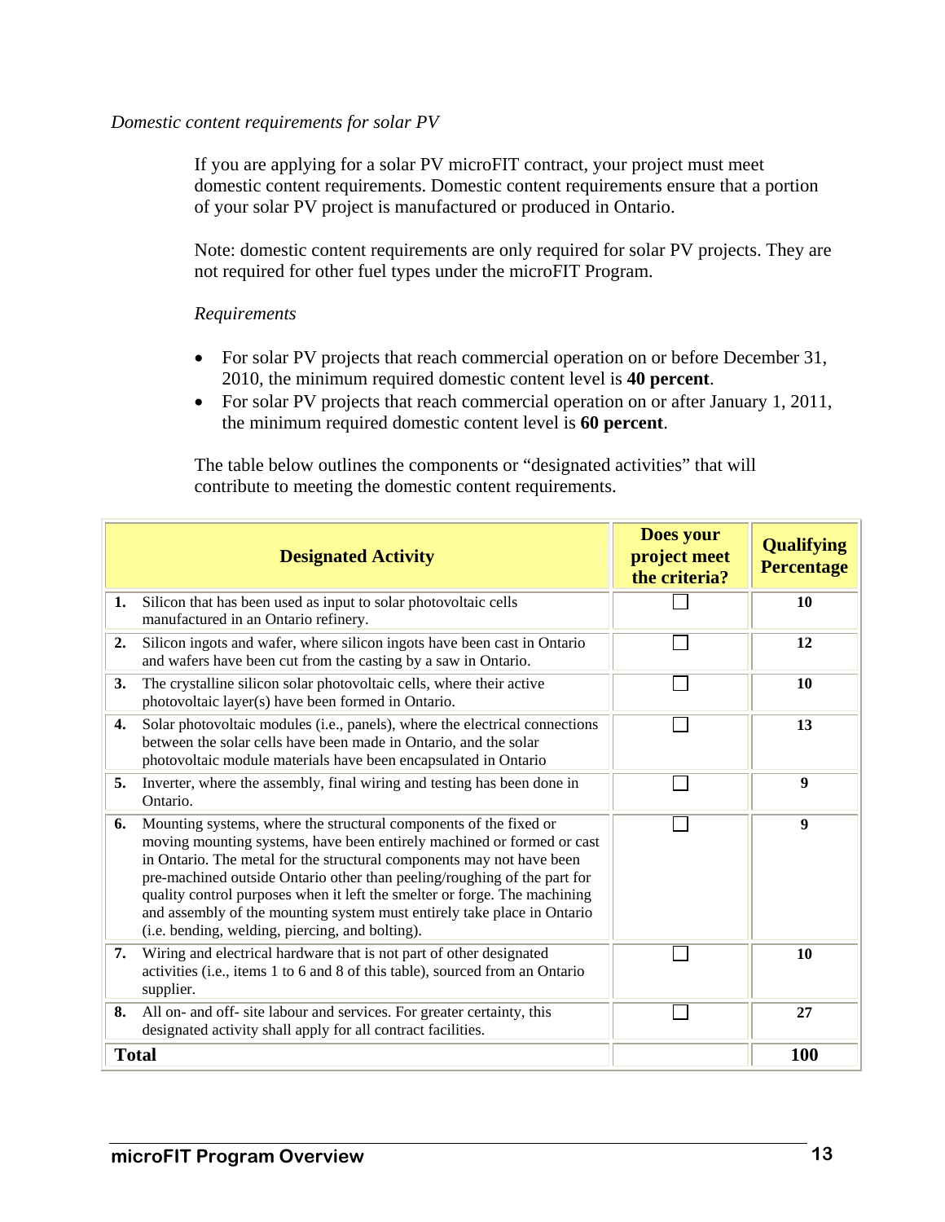*Domestic content requirements for solar PV*

If you are applying for a solar PV microFIT contract, your project must meet domestic content requirements. Domestic content requirements ensure that a portion of your solar PV project is manufactured or produced in Ontario.

Note: domestic content requirements are only required for solar PV projects. They are not required for other fuel types under the microFIT Program.

*Requirements*

- For solar PV projects that reach commercial operation on or before December 31, 2010, the minimum required domestic content level is **40 percent**.
- For solar PV projects that reach commercial operation on or after January 1, 2011, the minimum required domestic content level is **60 percent**.

The table below outlines the components or "designated activities" that will contribute to meeting the domestic content requirements.

| Designated Activity | Does your project meet the criteria? | Qualifying Percentage |
|---|---|---|
| **1.** Silicon that has been used as input to solar photovoltaic cells manufactured in an Ontario refinery. | ☐ | **10** |
| **2.** Silicon ingots and wafer, where silicon ingots have been cast in Ontario and wafers have been cut from the casting by a saw in Ontario. | ☐ | **12** |
| **3.** The crystalline silicon solar photovoltaic cells, where their active photovoltaic layer(s) have been formed in Ontario. | ☐ | **10** |
| **4.** Solar photovoltaic modules (i.e., panels), where the electrical connections between the solar cells have been made in Ontario, and the solar photovoltaic module materials have been encapsulated in Ontario | ☐ | **13** |
| **5.** Inverter, where the assembly, final wiring and testing has been done in Ontario. | ☐ | **9** |
| **6.** Mounting systems, where the structural components of the fixed or moving mounting systems, have been entirely machined or formed or cast in Ontario. The metal for the structural components may not have been pre-machined outside Ontario other than peeling/roughing of the part for quality control purposes when it left the smelter or forge. The machining and assembly of the mounting system must entirely take place in Ontario (i.e. bending, welding, piercing, and bolting). | ☐ | **9** |
| **7.** Wiring and electrical hardware that is not part of other designated activities (i.e., items 1 to 6 and 8 of this table), sourced from an Ontario supplier. | ☐ | **10** |
| **8.** All on- and off- site labour and services. For greater certainty, this designated activity shall apply for all contract facilities. | ☐ | **27** |
| **Total** | | **100** |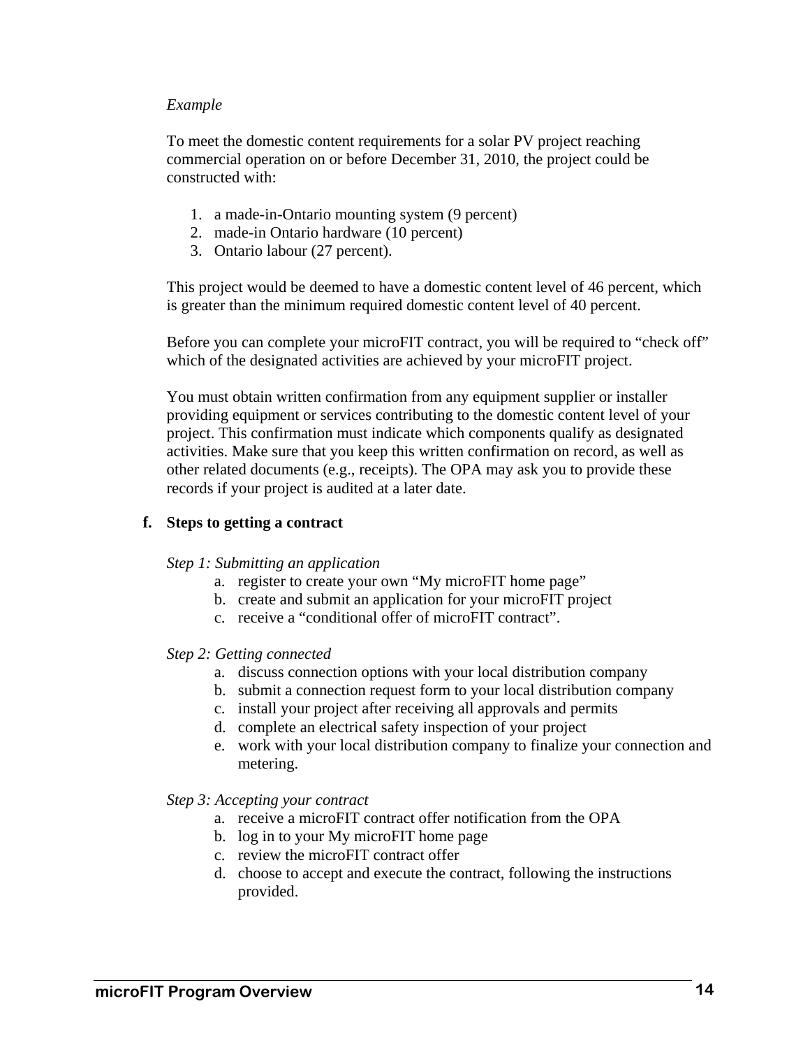*Example*

To meet the domestic content requirements for a solar PV project reaching commercial operation on or before December 31, 2010, the project could be constructed with:

1. a made-in-Ontario mounting system (9 percent)
2. made-in Ontario hardware (10 percent)
3. Ontario labour (27 percent).

This project would be deemed to have a domestic content level of 46 percent, which is greater than the minimum required domestic content level of 40 percent.

Before you can complete your microFIT contract, you will be required to "check off" which of the designated activities are achieved by your microFIT project.

You must obtain written confirmation from any equipment supplier or installer providing equipment or services contributing to the domestic content level of your project. This confirmation must indicate which components qualify as designated activities. Make sure that you keep this written confirmation on record, as well as other related documents (e.g., receipts). The OPA may ask you to provide these records if your project is audited at a later date.

**f. Steps to getting a contract**

*Step 1: Submitting an application*

a. register to create your own "My microFIT home page"
b. create and submit an application for your microFIT project
c. receive a "conditional offer of microFIT contract".

*Step 2: Getting connected*

a. discuss connection options with your local distribution company
b. submit a connection request form to your local distribution company
c. install your project after receiving all approvals and permits
d. complete an electrical safety inspection of your project
e. work with your local distribution company to finalize your connection and metering.

*Step 3: Accepting your contract*

a. receive a microFIT contract offer notification from the OPA
b. log in to your My microFIT home page
c. review the microFIT contract offer
d. choose to accept and execute the contract, following the instructions provided.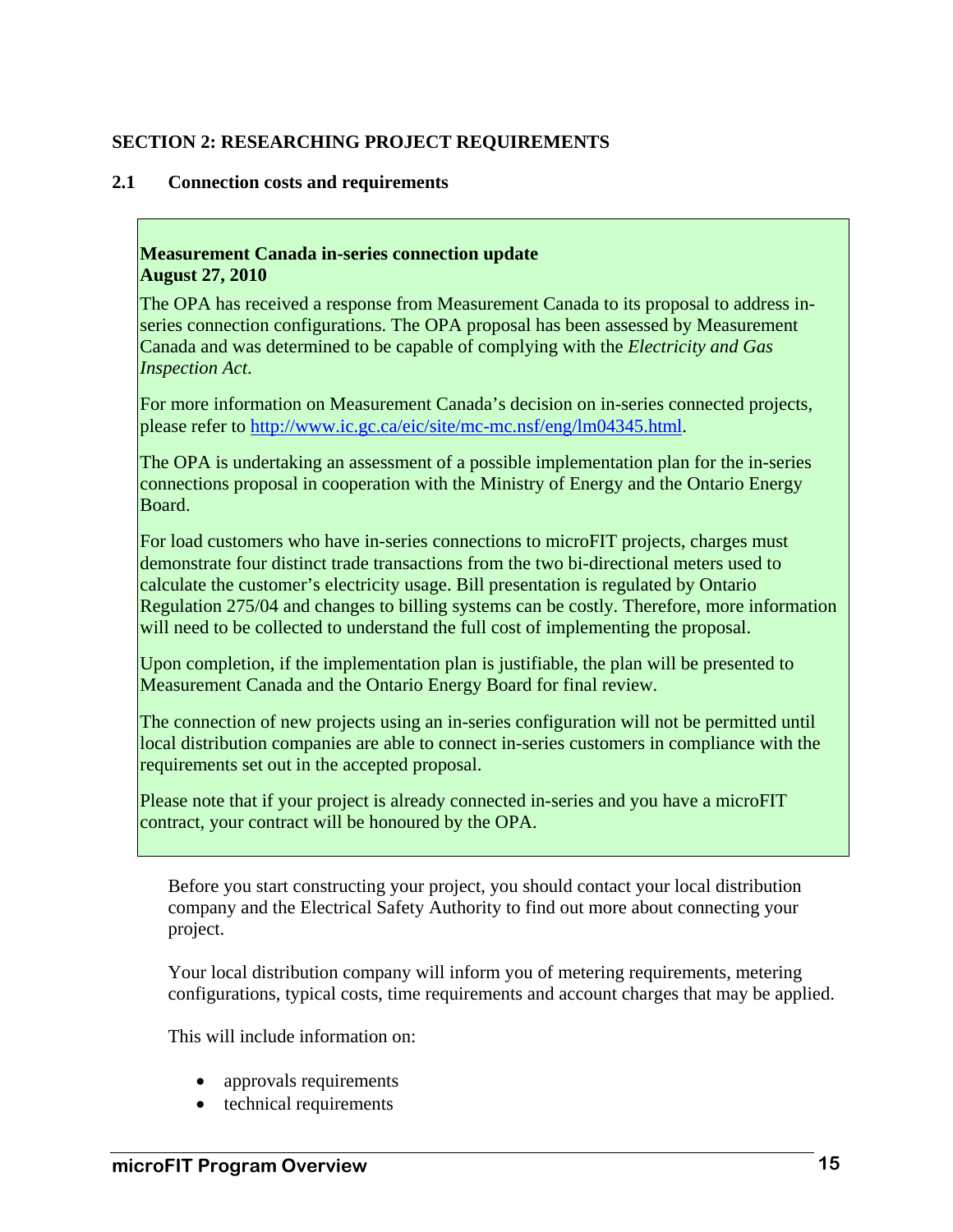## SECTION 2: RESEARCHING PROJECT REQUIREMENTS

### 2.1 Connection costs and requirements

**Measurement Canada in-series connection update**
**August 27, 2010**

The OPA has received a response from Measurement Canada to its proposal to address in-series connection configurations. The OPA proposal has been assessed by Measurement Canada and was determined to be capable of complying with the *Electricity and Gas Inspection Act*.

For more information on Measurement Canada's decision on in-series connected projects, please refer to [http://www.ic.gc.ca/eic/site/mc-mc.nsf/eng/lm04345.html](http://www.ic.gc.ca/eic/site/mc-mc.nsf/eng/lm04345.html).

The OPA is undertaking an assessment of a possible implementation plan for the in-series connections proposal in cooperation with the Ministry of Energy and the Ontario Energy Board.

For load customers who have in-series connections to microFIT projects, charges must demonstrate four distinct trade transactions from the two bi-directional meters used to calculate the customer's electricity usage. Bill presentation is regulated by Ontario Regulation 275/04 and changes to billing systems can be costly. Therefore, more information will need to be collected to understand the full cost of implementing the proposal.

Upon completion, if the implementation plan is justifiable, the plan will be presented to Measurement Canada and the Ontario Energy Board for final review.

The connection of new projects using an in-series configuration will not be permitted until local distribution companies are able to connect in-series customers in compliance with the requirements set out in the accepted proposal.

Please note that if your project is already connected in-series and you have a microFIT contract, your contract will be honoured by the OPA.

Before you start constructing your project, you should contact your local distribution company and the Electrical Safety Authority to find out more about connecting your project.

Your local distribution company will inform you of metering requirements, metering configurations, typical costs, time requirements and account charges that may be applied.

This will include information on:

- approvals requirements
- technical requirements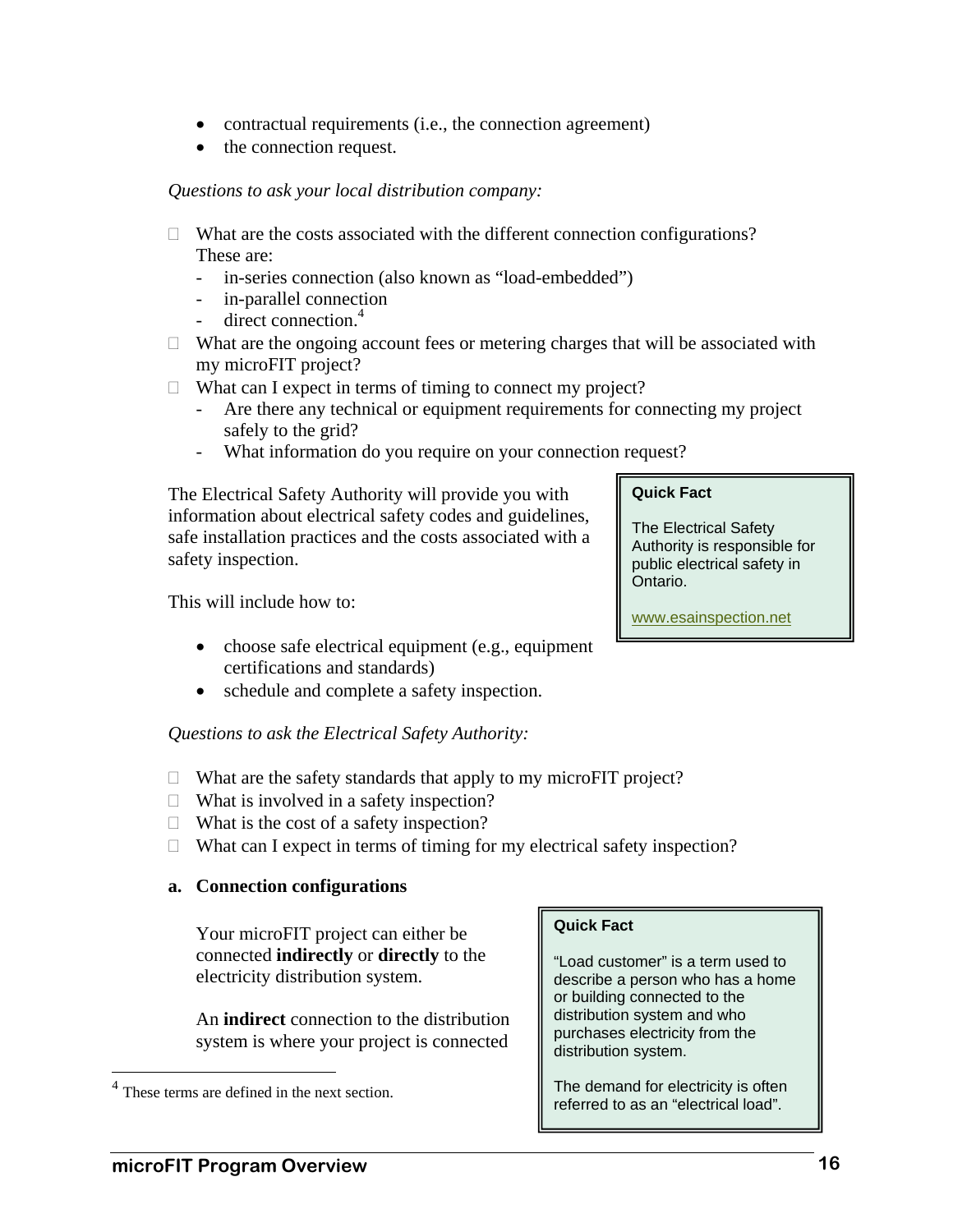- contractual requirements (i.e., the connection agreement)
- the connection request.

*Questions to ask your local distribution company:*

- What are the costs associated with the different connection configurations? These are:
  - in-series connection (also known as "load-embedded")
  - in-parallel connection
  - direct connection.[4]
- What are the ongoing account fees or metering charges that will be associated with my microFIT project?
- What can I expect in terms of timing to connect my project?
  - Are there any technical or equipment requirements for connecting my project safely to the grid?
  - What information do you require on your connection request?

The Electrical Safety Authority will provide you with information about electrical safety codes and guidelines, safe installation practices and the costs associated with a safety inspection.

> **Quick Fact**
>
> The Electrical Safety Authority is responsible for public electrical safety in Ontario.
>
> www.esainspection.net

This will include how to:

- choose safe electrical equipment (e.g., equipment certifications and standards)
- schedule and complete a safety inspection.

*Questions to ask the Electrical Safety Authority:*

- What are the safety standards that apply to my microFIT project?
- What is involved in a safety inspection?
- What is the cost of a safety inspection?
- What can I expect in terms of timing for my electrical safety inspection?

### a. Connection configurations

Your microFIT project can either be connected **indirectly** or **directly** to the electricity distribution system.

An **indirect** connection to the distribution system is where your project is connected

> **Quick Fact**
>
> "Load customer" is a term used to describe a person who has a home or building connected to the distribution system and who purchases electricity from the distribution system.
>
> The demand for electricity is often referred to as an "electrical load".

[4] These terms are defined in the next section.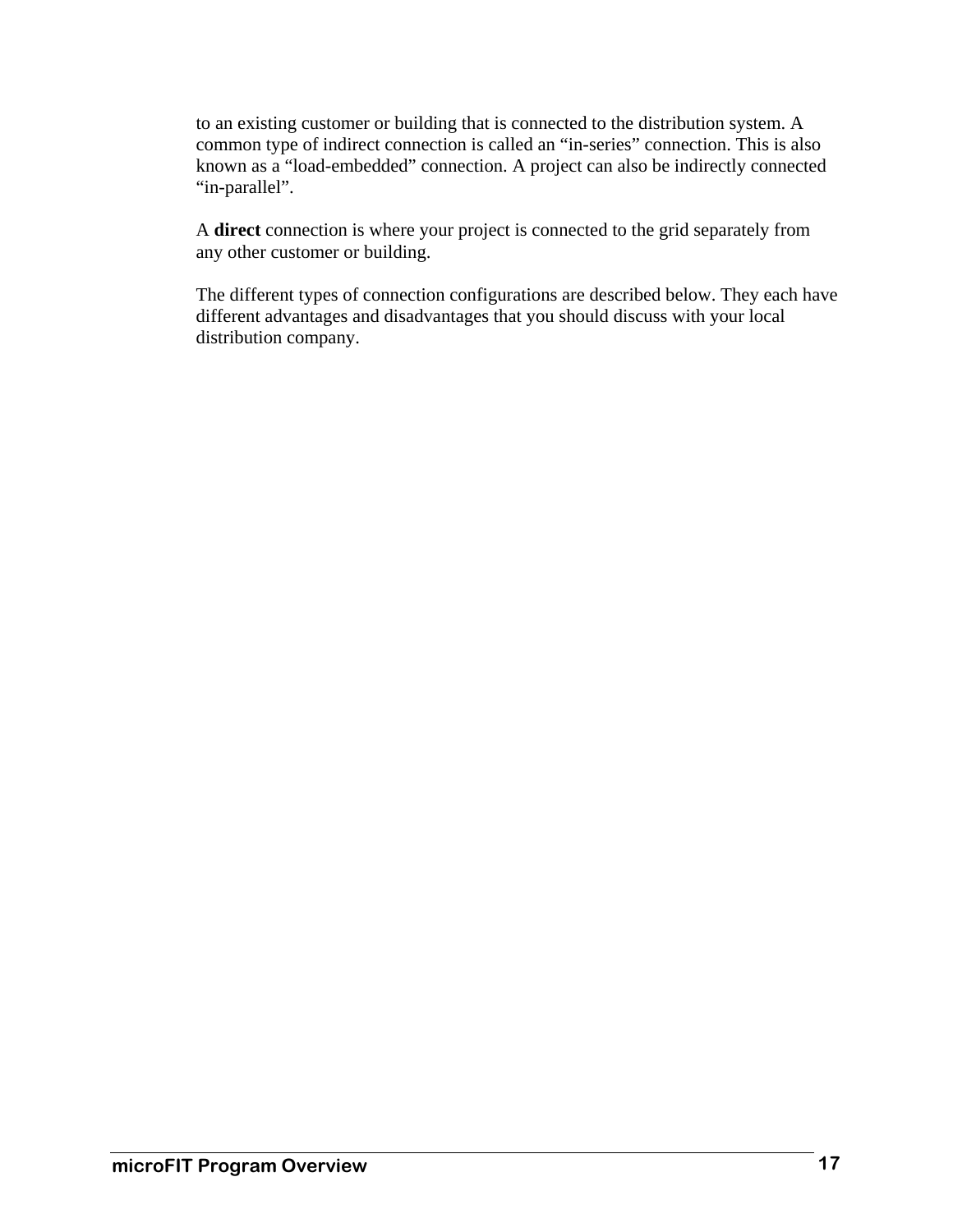to an existing customer or building that is connected to the distribution system. A common type of indirect connection is called an “in-series” connection. This is also known as a “load-embedded” connection. A project can also be indirectly connected “in-parallel”.

A **direct** connection is where your project is connected to the grid separately from any other customer or building.

The different types of connection configurations are described below. They each have different advantages and disadvantages that you should discuss with your local distribution company.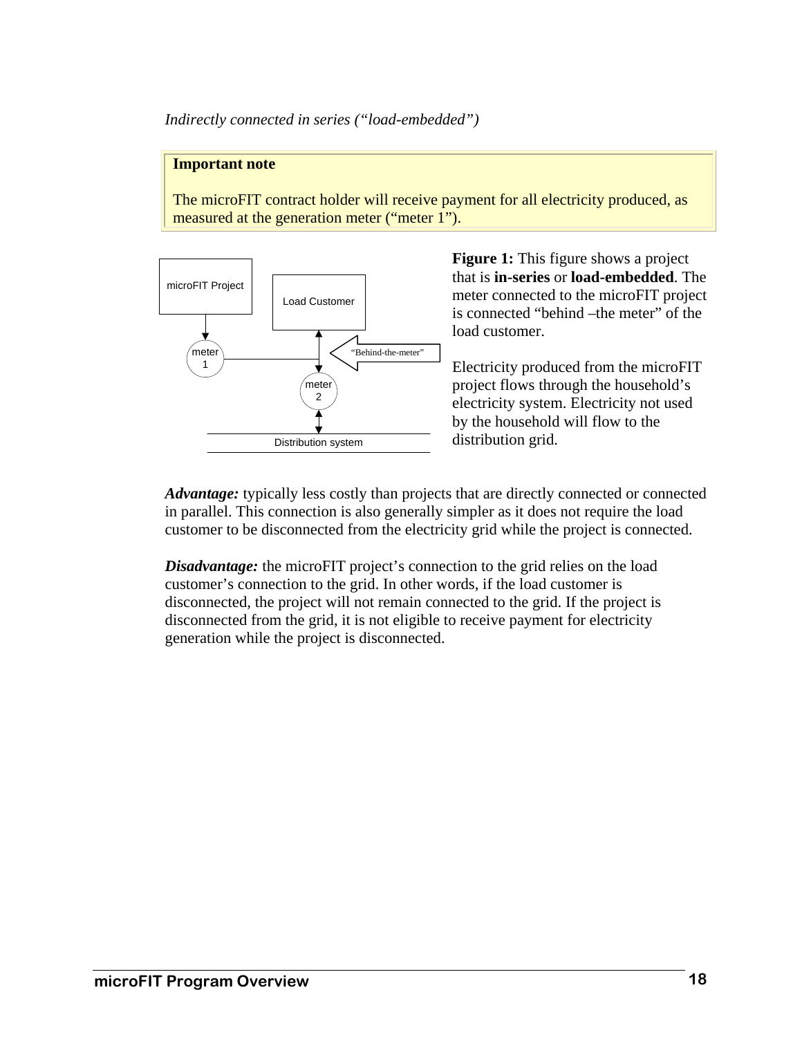*Indirectly connected in series ("load-embedded")*

> **Important note**
>
> The microFIT contract holder will receive payment for all electricity produced, as measured at the generation meter ("meter 1").

microFIT Project

Load Customer

meter 1

"Behind-the-meter"

meter 2

Distribution system

**Figure 1:** This figure shows a project that is **in-series** or **load-embedded**. The meter connected to the microFIT project is connected "behind –the meter" of the load customer.

Electricity produced from the microFIT project flows through the household's electricity system. Electricity not used by the household will flow to the distribution grid.

***Advantage:*** typically less costly than projects that are directly connected or connected in parallel. This connection is also generally simpler as it does not require the load customer to be disconnected from the electricity grid while the project is connected.

***Disadvantage:*** the microFIT project's connection to the grid relies on the load customer's connection to the grid. In other words, if the load customer is disconnected, the project will not remain connected to the grid. If the project is disconnected from the grid, it is not eligible to receive payment for electricity generation while the project is disconnected.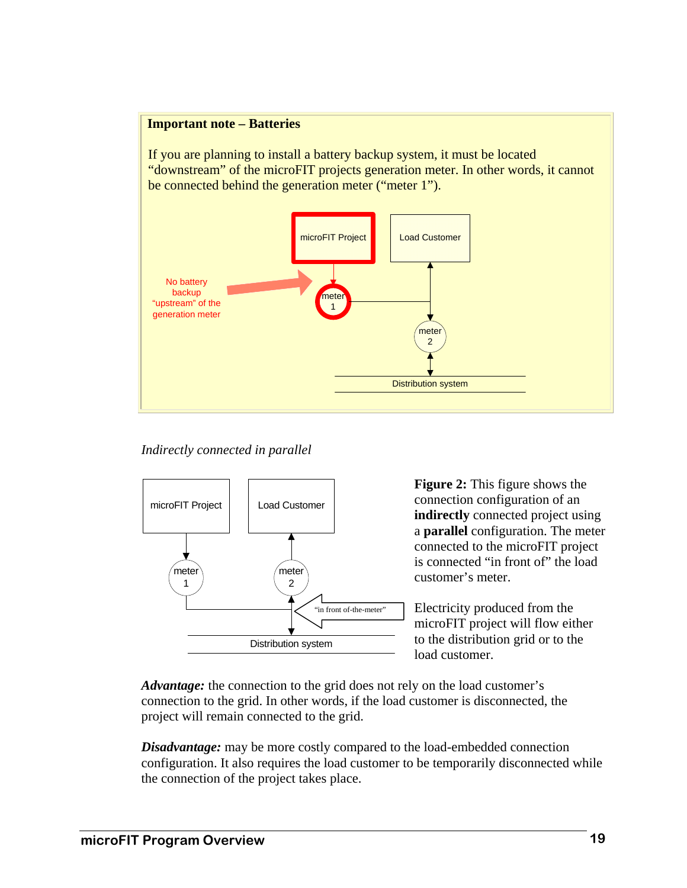**Important note – Batteries**

If you are planning to install a battery backup system, it must be located "downstream" of the microFIT projects generation meter. In other words, it cannot be connected behind the generation meter ("meter 1").

No battery backup "upstream" of the generation meter

microFIT Project

Load Customer

meter 1

meter 2

Distribution system

*Indirectly connected in parallel*

microFIT Project

Load Customer

meter 1

meter 2

"in front of-the-meter"

Distribution system

**Figure 2:** This figure shows the connection configuration of an **indirectly** connected project using a **parallel** configuration. The meter connected to the microFIT project is connected "in front of" the load customer's meter.

Electricity produced from the microFIT project will flow either to the distribution grid or to the load customer.

***Advantage:*** the connection to the grid does not rely on the load customer's connection to the grid. In other words, if the load customer is disconnected, the project will remain connected to the grid.

***Disadvantage:*** may be more costly compared to the load-embedded connection configuration. It also requires the load customer to be temporarily disconnected while the connection of the project takes place.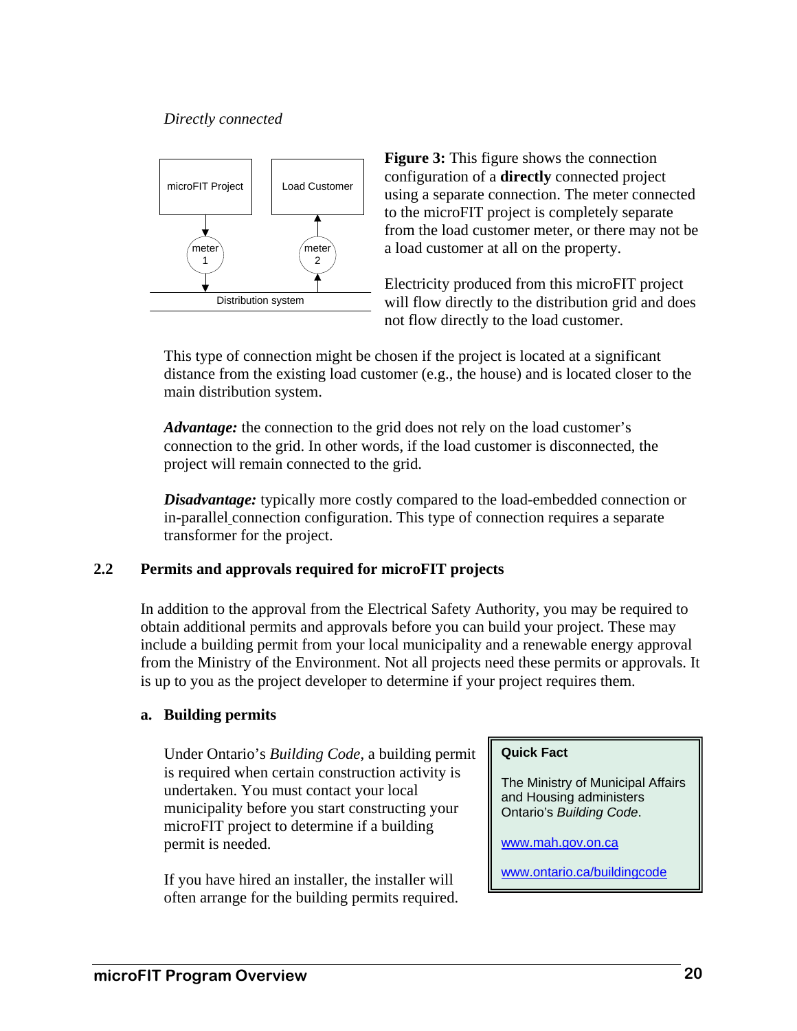*Directly connected*

microFIT Project

Load Customer

meter 1

meter 2

Distribution system

**Figure 3:** This figure shows the connection configuration of a **directly** connected project using a separate connection. The meter connected to the microFIT project is completely separate from the load customer meter, or there may not be a load customer at all on the property.

Electricity produced from this microFIT project will flow directly to the distribution grid and does not flow directly to the load customer.

This type of connection might be chosen if the project is located at a significant distance from the existing load customer (e.g., the house) and is located closer to the main distribution system.

***Advantage:*** the connection to the grid does not rely on the load customer's connection to the grid. In other words, if the load customer is disconnected, the project will remain connected to the grid.

***Disadvantage:*** typically more costly compared to the load-embedded connection or in-parallel connection configuration. This type of connection requires a separate transformer for the project.

## 2.2 Permits and approvals required for microFIT projects

In addition to the approval from the Electrical Safety Authority, you may be required to obtain additional permits and approvals before you can build your project. These may include a building permit from your local municipality and a renewable energy approval from the Ministry of the Environment. Not all projects need these permits or approvals. It is up to you as the project developer to determine if your project requires them.

### a. Building permits

Under Ontario's *Building Code*, a building permit is required when certain construction activity is undertaken. You must contact your local municipality before you start constructing your microFIT project to determine if a building permit is needed.

If you have hired an installer, the installer will often arrange for the building permits required.

> **Quick Fact**
>
> The Ministry of Municipal Affairs and Housing administers Ontario's *Building Code*.
>
> www.mah.gov.on.ca
>
> www.ontario.ca/buildingcode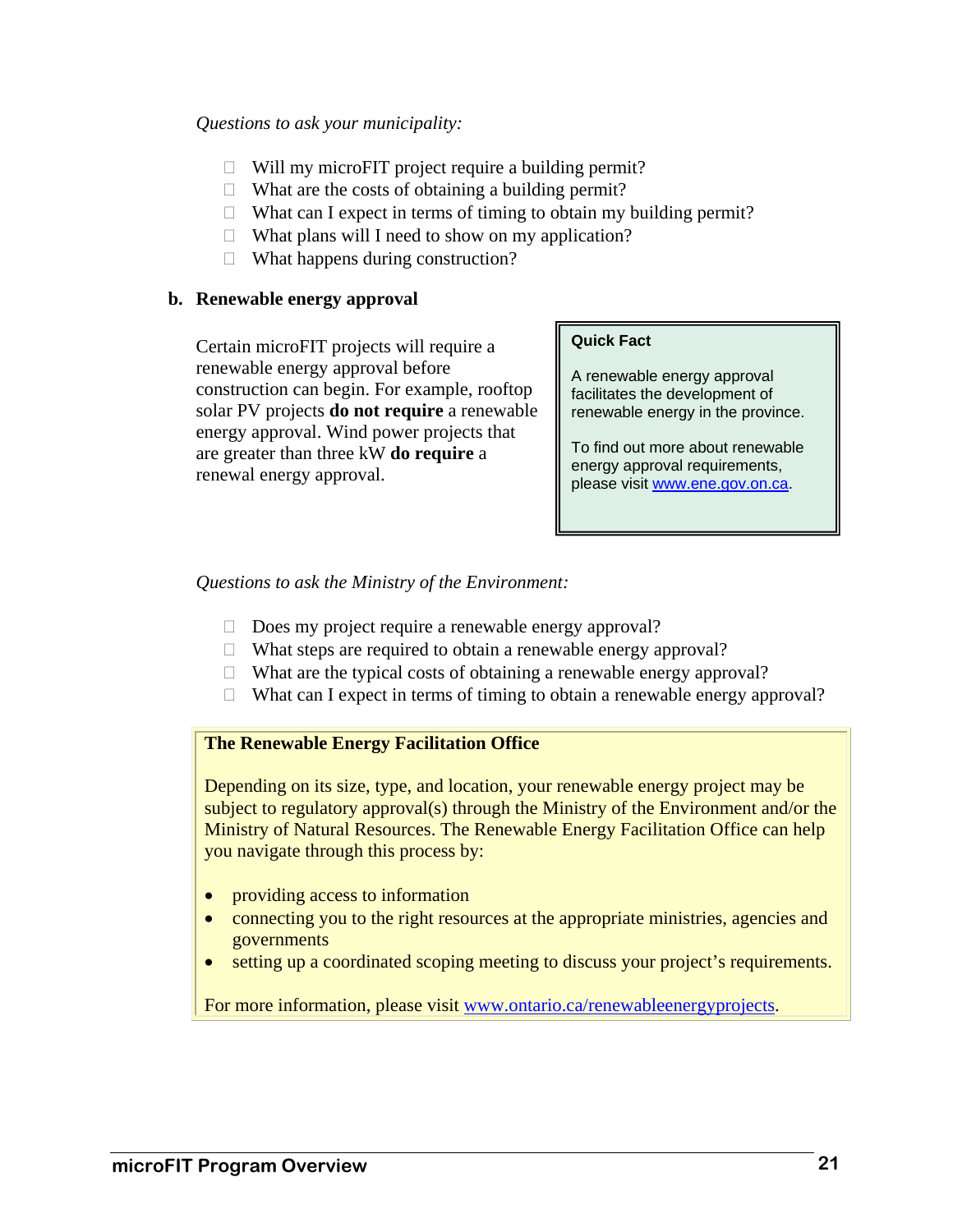*Questions to ask your municipality:*

- Will my microFIT project require a building permit?
- What are the costs of obtaining a building permit?
- What can I expect in terms of timing to obtain my building permit?
- What plans will I need to show on my application?
- What happens during construction?

### b. Renewable energy approval

Certain microFIT projects will require a renewable energy approval before construction can begin. For example, rooftop solar PV projects **do not require** a renewable energy approval. Wind power projects that are greater than three kW **do require** a renewal energy approval.

> **Quick Fact**
>
> A renewable energy approval facilitates the development of renewable energy in the province.
>
> To find out more about renewable energy approval requirements, please visit www.ene.gov.on.ca.

*Questions to ask the Ministry of the Environment:*

- Does my project require a renewable energy approval?
- What steps are required to obtain a renewable energy approval?
- What are the typical costs of obtaining a renewable energy approval?
- What can I expect in terms of timing to obtain a renewable energy approval?

> **The Renewable Energy Facilitation Office**
>
> Depending on its size, type, and location, your renewable energy project may be subject to regulatory approval(s) through the Ministry of the Environment and/or the Ministry of Natural Resources. The Renewable Energy Facilitation Office can help you navigate through this process by:
>
> - providing access to information
> - connecting you to the right resources at the appropriate ministries, agencies and governments
> - setting up a coordinated scoping meeting to discuss your project's requirements.
>
> For more information, please visit www.ontario.ca/renewableenergyprojects.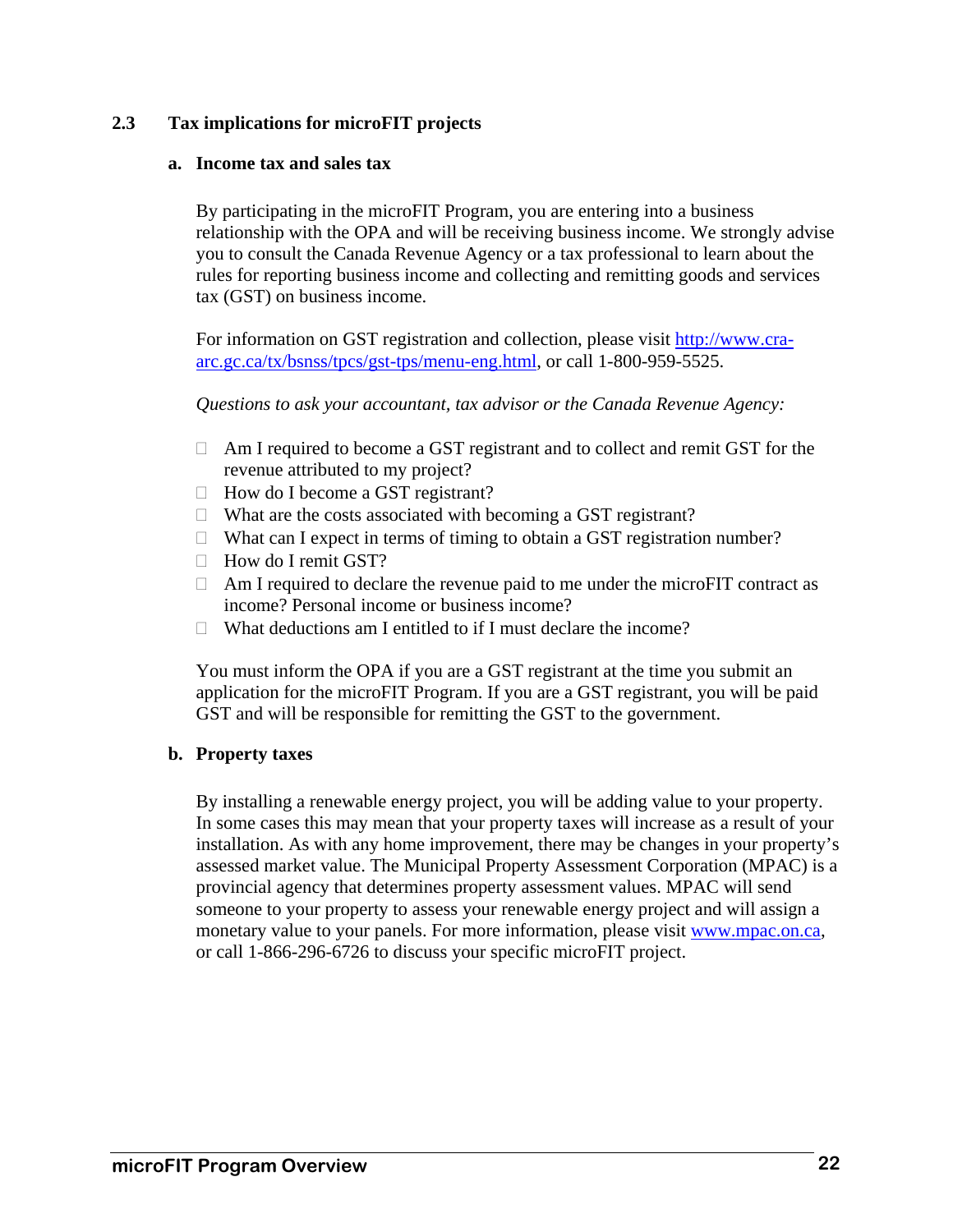## 2.3 Tax implications for microFIT projects

### a. Income tax and sales tax

By participating in the microFIT Program, you are entering into a business relationship with the OPA and will be receiving business income. We strongly advise you to consult the Canada Revenue Agency or a tax professional to learn about the rules for reporting business income and collecting and remitting goods and services tax (GST) on business income.

For information on GST registration and collection, please visit http://www.cra-arc.gc.ca/tx/bsnss/tpcs/gst-tps/menu-eng.html, or call 1-800-959-5525.

*Questions to ask your accountant, tax advisor or the Canada Revenue Agency:*

- Am I required to become a GST registrant and to collect and remit GST for the revenue attributed to my project?
- How do I become a GST registrant?
- What are the costs associated with becoming a GST registrant?
- What can I expect in terms of timing to obtain a GST registration number?
- How do I remit GST?
- Am I required to declare the revenue paid to me under the microFIT contract as income? Personal income or business income?
- What deductions am I entitled to if I must declare the income?

You must inform the OPA if you are a GST registrant at the time you submit an application for the microFIT Program. If you are a GST registrant, you will be paid GST and will be responsible for remitting the GST to the government.

### b. Property taxes

By installing a renewable energy project, you will be adding value to your property. In some cases this may mean that your property taxes will increase as a result of your installation. As with any home improvement, there may be changes in your property's assessed market value. The Municipal Property Assessment Corporation (MPAC) is a provincial agency that determines property assessment values. MPAC will send someone to your property to assess your renewable energy project and will assign a monetary value to your panels. For more information, please visit www.mpac.on.ca, or call 1-866-296-6726 to discuss your specific microFIT project.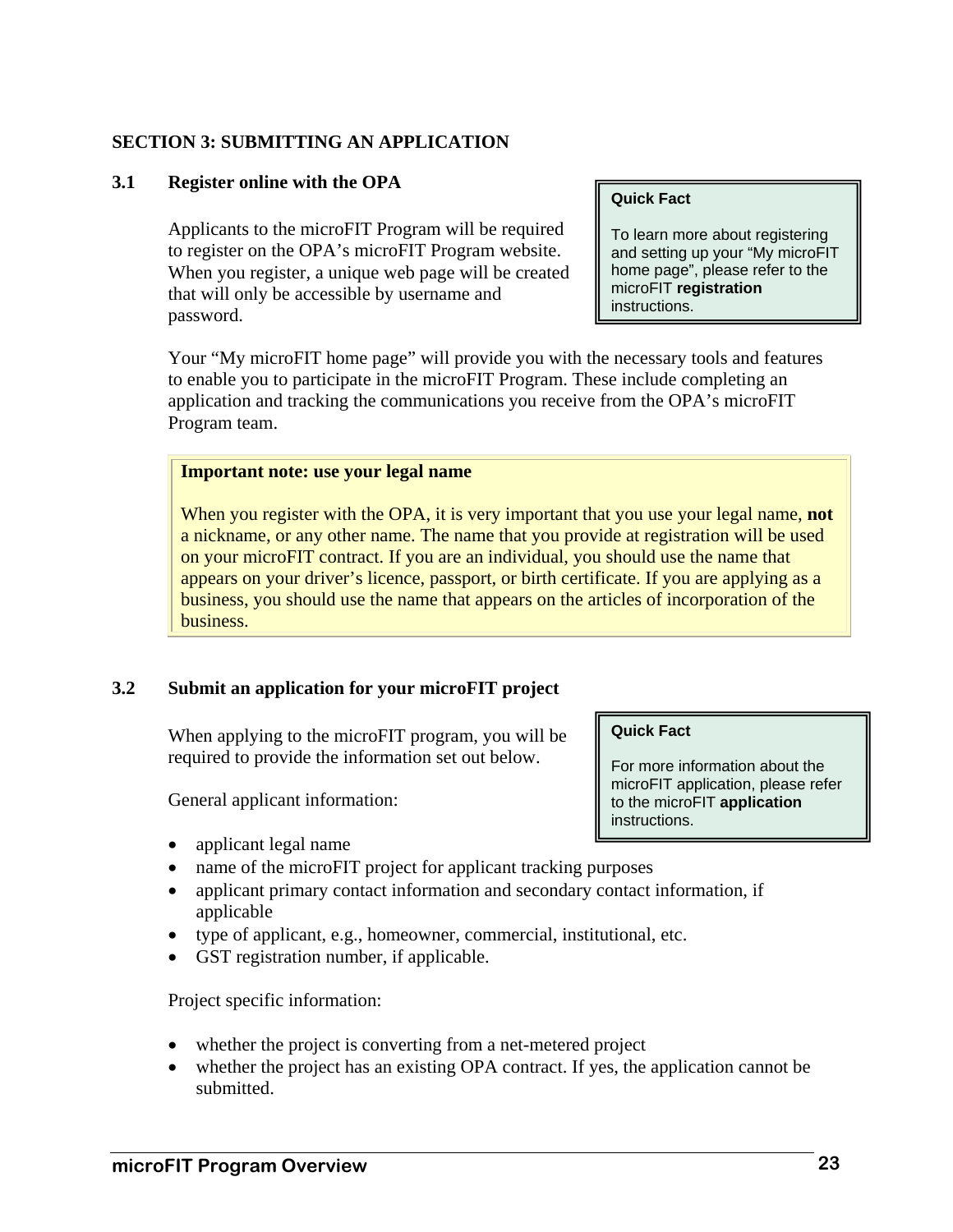## SECTION 3: SUBMITTING AN APPLICATION

### 3.1 Register online with the OPA

Applicants to the microFIT Program will be required to register on the OPA's microFIT Program website. When you register, a unique web page will be created that will only be accessible by username and password.

> **Quick Fact**
>
> To learn more about registering and setting up your "My microFIT home page", please refer to the microFIT **registration** instructions.

Your "My microFIT home page" will provide you with the necessary tools and features to enable you to participate in the microFIT Program. These include completing an application and tracking the communications you receive from the OPA's microFIT Program team.

> **Important note: use your legal name**
>
> When you register with the OPA, it is very important that you use your legal name, **not** a nickname, or any other name. The name that you provide at registration will be used on your microFIT contract. If you are an individual, you should use the name that appears on your driver's licence, passport, or birth certificate. If you are applying as a business, you should use the name that appears on the articles of incorporation of the business.

### 3.2 Submit an application for your microFIT project

When applying to the microFIT program, you will be required to provide the information set out below.

> **Quick Fact**
>
> For more information about the microFIT application, please refer to the microFIT **application** instructions.

General applicant information:

- applicant legal name
- name of the microFIT project for applicant tracking purposes
- applicant primary contact information and secondary contact information, if applicable
- type of applicant, e.g., homeowner, commercial, institutional, etc.
- GST registration number, if applicable.

Project specific information:

- whether the project is converting from a net-metered project
- whether the project has an existing OPA contract. If yes, the application cannot be submitted.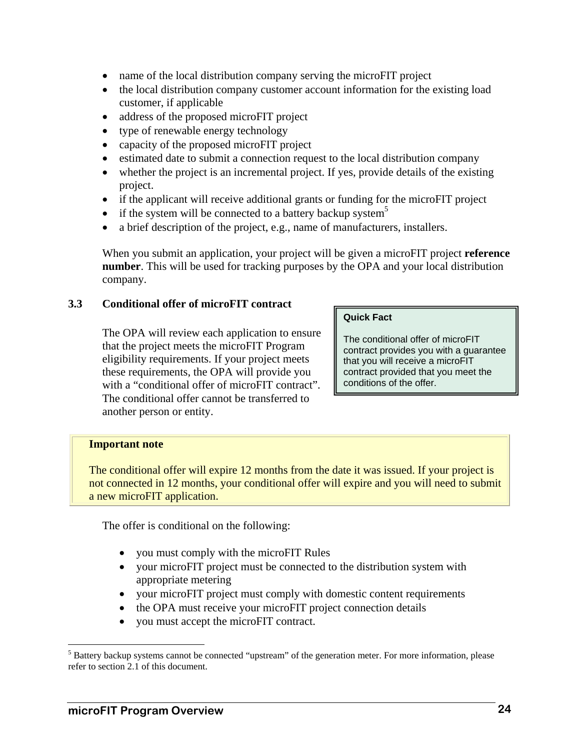- name of the local distribution company serving the microFIT project
- the local distribution company customer account information for the existing load customer, if applicable
- address of the proposed microFIT project
- type of renewable energy technology
- capacity of the proposed microFIT project
- estimated date to submit a connection request to the local distribution company
- whether the project is an incremental project. If yes, provide details of the existing project.
- if the applicant will receive additional grants or funding for the microFIT project
- if the system will be connected to a battery backup system[5]
- a brief description of the project, e.g., name of manufacturers, installers.

When you submit an application, your project will be given a microFIT project **reference number**. This will be used for tracking purposes by the OPA and your local distribution company.

### 3.3 Conditional offer of microFIT contract

The OPA will review each application to ensure that the project meets the microFIT Program eligibility requirements. If your project meets these requirements, the OPA will provide you with a "conditional offer of microFIT contract". The conditional offer cannot be transferred to another person or entity.

> **Quick Fact**
>
> The conditional offer of microFIT contract provides you with a guarantee that you will receive a microFIT contract provided that you meet the conditions of the offer.

> **Important note**
>
> The conditional offer will expire 12 months from the date it was issued. If your project is not connected in 12 months, your conditional offer will expire and you will need to submit a new microFIT application.

The offer is conditional on the following:

- you must comply with the microFIT Rules
- your microFIT project must be connected to the distribution system with appropriate metering
- your microFIT project must comply with domestic content requirements
- the OPA must receive your microFIT project connection details
- you must accept the microFIT contract.

---

[5] Battery backup systems cannot be connected "upstream" of the generation meter. For more information, please refer to section 2.1 of this document.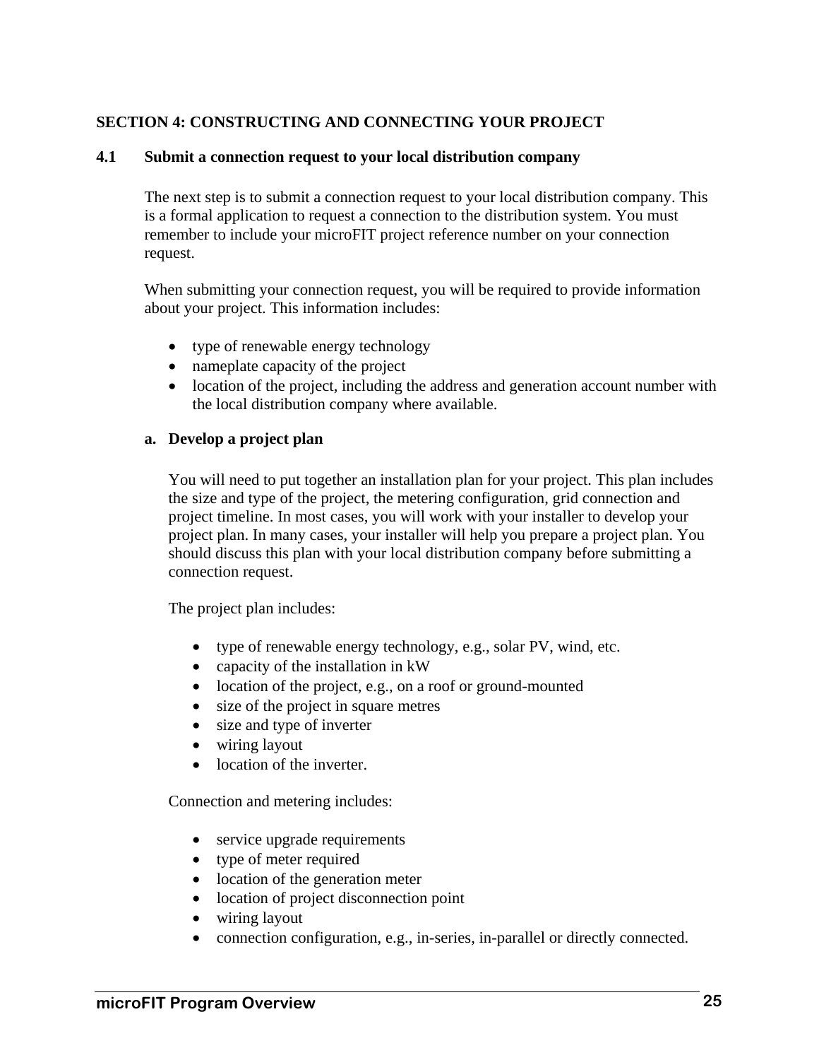## SECTION 4: CONSTRUCTING AND CONNECTING YOUR PROJECT

### 4.1 Submit a connection request to your local distribution company

The next step is to submit a connection request to your local distribution company. This is a formal application to request a connection to the distribution system. You must remember to include your microFIT project reference number on your connection request.

When submitting your connection request, you will be required to provide information about your project. This information includes:

- type of renewable energy technology
- nameplate capacity of the project
- location of the project, including the address and generation account number with the local distribution company where available.

**a. Develop a project plan**

You will need to put together an installation plan for your project. This plan includes the size and type of the project, the metering configuration, grid connection and project timeline. In most cases, you will work with your installer to develop your project plan. In many cases, your installer will help you prepare a project plan. You should discuss this plan with your local distribution company before submitting a connection request.

The project plan includes:

- type of renewable energy technology, e.g., solar PV, wind, etc.
- capacity of the installation in kW
- location of the project, e.g., on a roof or ground-mounted
- size of the project in square metres
- size and type of inverter
- wiring layout
- location of the inverter.

Connection and metering includes:

- service upgrade requirements
- type of meter required
- location of the generation meter
- location of project disconnection point
- wiring layout
- connection configuration, e.g., in-series, in-parallel or directly connected.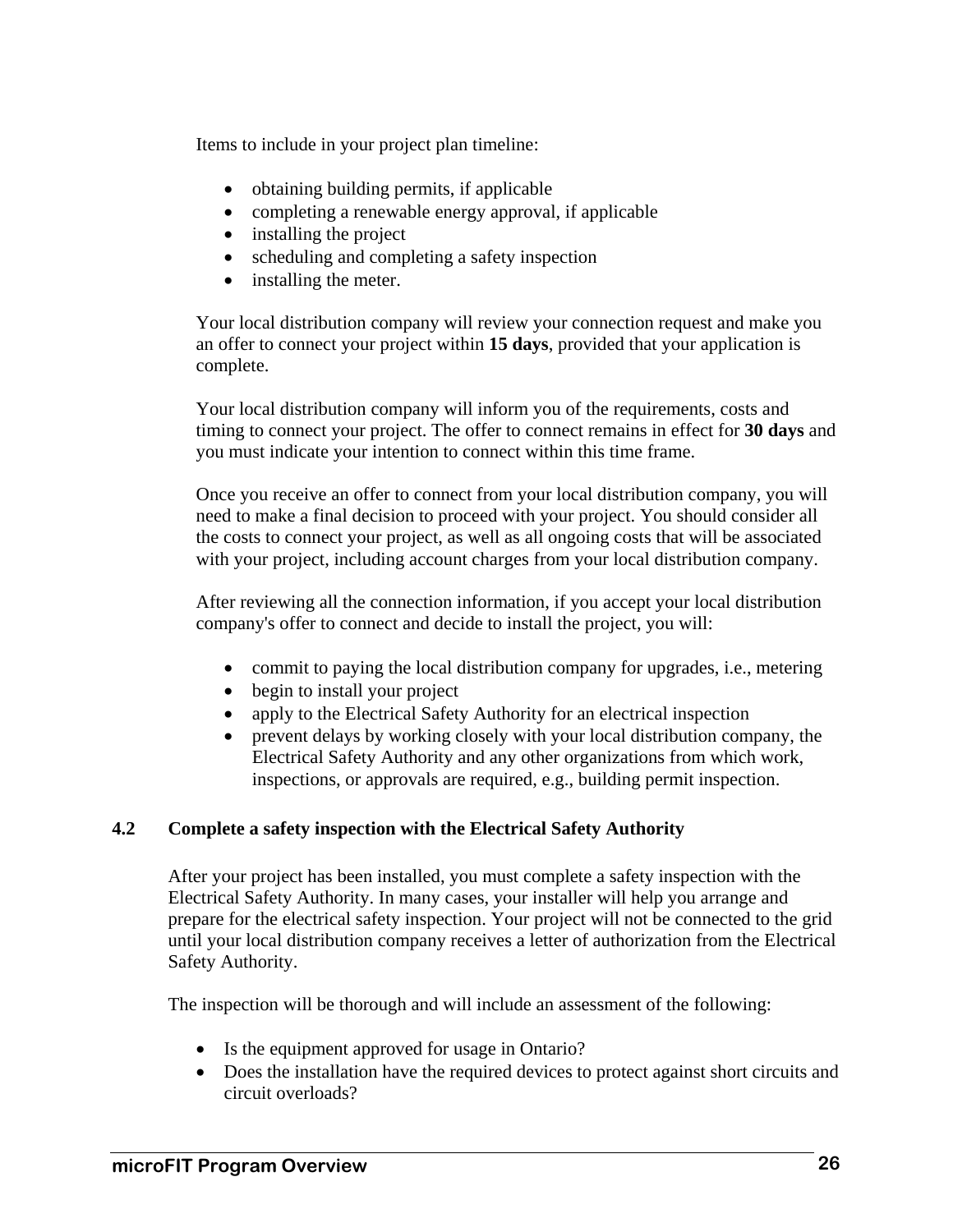Items to include in your project plan timeline:

- obtaining building permits, if applicable
- completing a renewable energy approval, if applicable
- installing the project
- scheduling and completing a safety inspection
- installing the meter.

Your local distribution company will review your connection request and make you an offer to connect your project within **15 days**, provided that your application is complete.

Your local distribution company will inform you of the requirements, costs and timing to connect your project. The offer to connect remains in effect for **30 days** and you must indicate your intention to connect within this time frame.

Once you receive an offer to connect from your local distribution company, you will need to make a final decision to proceed with your project. You should consider all the costs to connect your project, as well as all ongoing costs that will be associated with your project, including account charges from your local distribution company.

After reviewing all the connection information, if you accept your local distribution company's offer to connect and decide to install the project, you will:

- commit to paying the local distribution company for upgrades, i.e., metering
- begin to install your project
- apply to the Electrical Safety Authority for an electrical inspection
- prevent delays by working closely with your local distribution company, the Electrical Safety Authority and any other organizations from which work, inspections, or approvals are required, e.g., building permit inspection.

### 4.2 Complete a safety inspection with the Electrical Safety Authority

After your project has been installed, you must complete a safety inspection with the Electrical Safety Authority. In many cases, your installer will help you arrange and prepare for the electrical safety inspection. Your project will not be connected to the grid until your local distribution company receives a letter of authorization from the Electrical Safety Authority.

The inspection will be thorough and will include an assessment of the following:

- Is the equipment approved for usage in Ontario?
- Does the installation have the required devices to protect against short circuits and circuit overloads?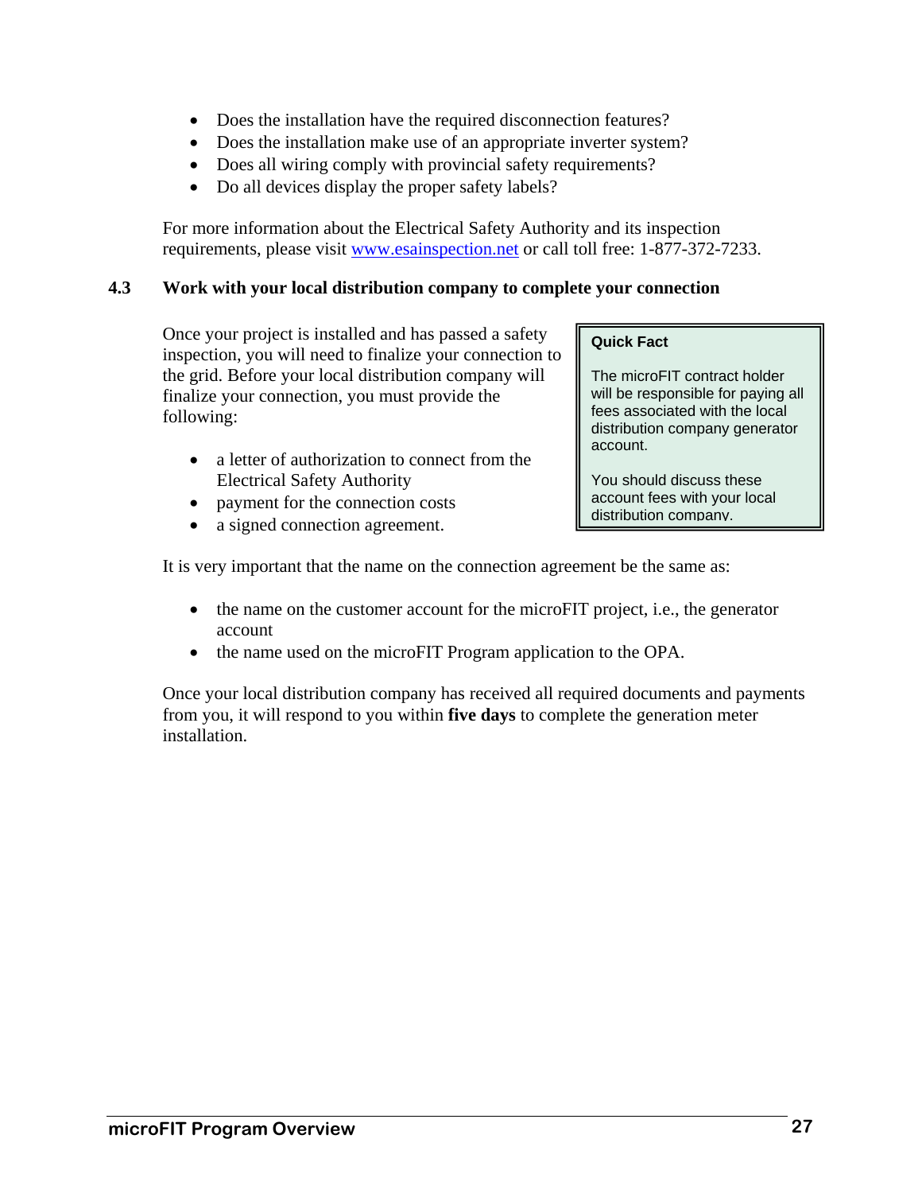- Does the installation have the required disconnection features?
- Does the installation make use of an appropriate inverter system?
- Does all wiring comply with provincial safety requirements?
- Do all devices display the proper safety labels?

For more information about the Electrical Safety Authority and its inspection requirements, please visit www.esainspection.net or call toll free: 1-877-372-7233.

### 4.3 Work with your local distribution company to complete your connection

Once your project is installed and has passed a safety inspection, you will need to finalize your connection to the grid. Before your local distribution company will finalize your connection, you must provide the following:

- a letter of authorization to connect from the Electrical Safety Authority
- payment for the connection costs
- a signed connection agreement.

> **Quick Fact**
>
> The microFIT contract holder will be responsible for paying all fees associated with the local distribution company generator account.
>
> You should discuss these account fees with your local distribution company.

It is very important that the name on the connection agreement be the same as:

- the name on the customer account for the microFIT project, i.e., the generator account
- the name used on the microFIT Program application to the OPA.

Once your local distribution company has received all required documents and payments from you, it will respond to you within **five days** to complete the generation meter installation.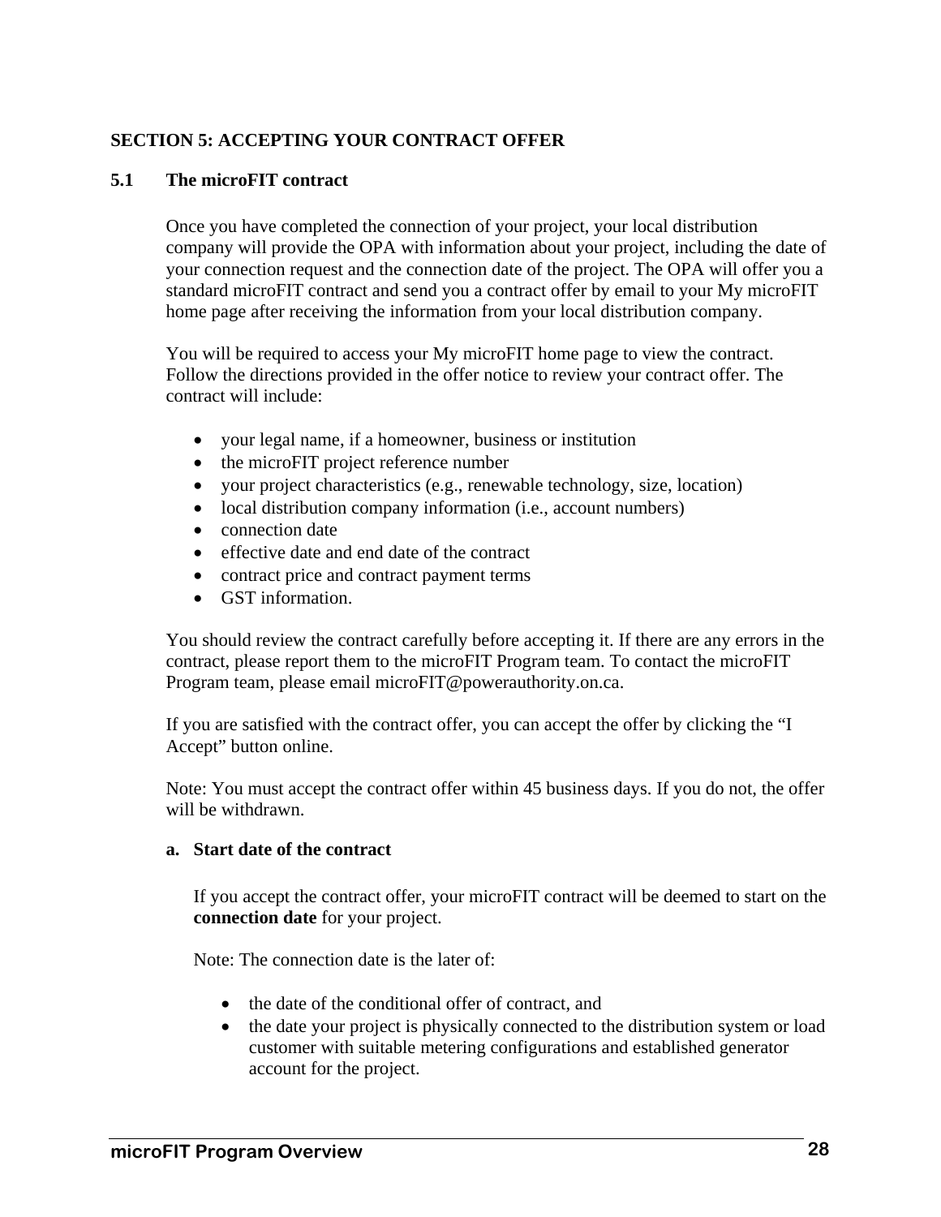## SECTION 5: ACCEPTING YOUR CONTRACT OFFER

### 5.1 The microFIT contract

Once you have completed the connection of your project, your local distribution company will provide the OPA with information about your project, including the date of your connection request and the connection date of the project. The OPA will offer you a standard microFIT contract and send you a contract offer by email to your My microFIT home page after receiving the information from your local distribution company.

You will be required to access your My microFIT home page to view the contract. Follow the directions provided in the offer notice to review your contract offer. The contract will include:

- your legal name, if a homeowner, business or institution
- the microFIT project reference number
- your project characteristics (e.g., renewable technology, size, location)
- local distribution company information (i.e., account numbers)
- connection date
- effective date and end date of the contract
- contract price and contract payment terms
- GST information.

You should review the contract carefully before accepting it. If there are any errors in the contract, please report them to the microFIT Program team. To contact the microFIT Program team, please email microFIT@powerauthority.on.ca.

If you are satisfied with the contract offer, you can accept the offer by clicking the "I Accept" button online.

Note: You must accept the contract offer within 45 business days. If you do not, the offer will be withdrawn.

**a. Start date of the contract**

If you accept the contract offer, your microFIT contract will be deemed to start on the **connection date** for your project.

Note: The connection date is the later of:

- the date of the conditional offer of contract, and
- the date your project is physically connected to the distribution system or load customer with suitable metering configurations and established generator account for the project.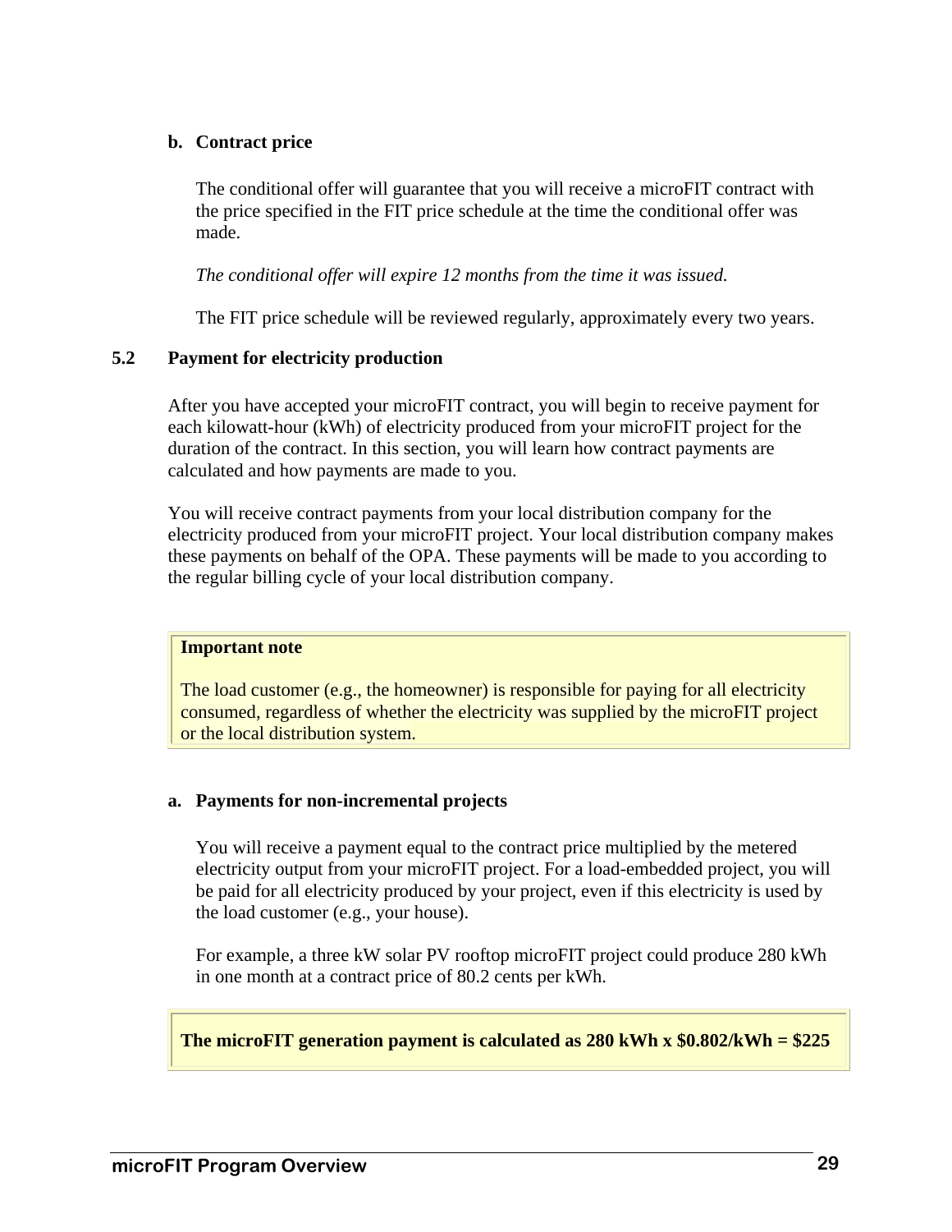**b. Contract price**

The conditional offer will guarantee that you will receive a microFIT contract with the price specified in the FIT price schedule at the time the conditional offer was made.

*The conditional offer will expire 12 months from the time it was issued.*

The FIT price schedule will be reviewed regularly, approximately every two years.

### 5.2 Payment for electricity production

After you have accepted your microFIT contract, you will begin to receive payment for each kilowatt-hour (kWh) of electricity produced from your microFIT project for the duration of the contract. In this section, you will learn how contract payments are calculated and how payments are made to you.

You will receive contract payments from your local distribution company for the electricity produced from your microFIT project. Your local distribution company makes these payments on behalf of the OPA. These payments will be made to you according to the regular billing cycle of your local distribution company.

> **Important note**
>
> The load customer (e.g., the homeowner) is responsible for paying for all electricity consumed, regardless of whether the electricity was supplied by the microFIT project or the local distribution system.

**a. Payments for non-incremental projects**

You will receive a payment equal to the contract price multiplied by the metered electricity output from your microFIT project. For a load-embedded project, you will be paid for all electricity produced by your project, even if this electricity is used by the load customer (e.g., your house).

For example, a three kW solar PV rooftop microFIT project could produce 280 kWh in one month at a contract price of 80.2 cents per kWh.

> **The microFIT generation payment is calculated as 280 kWh x $0.802/kWh = $225**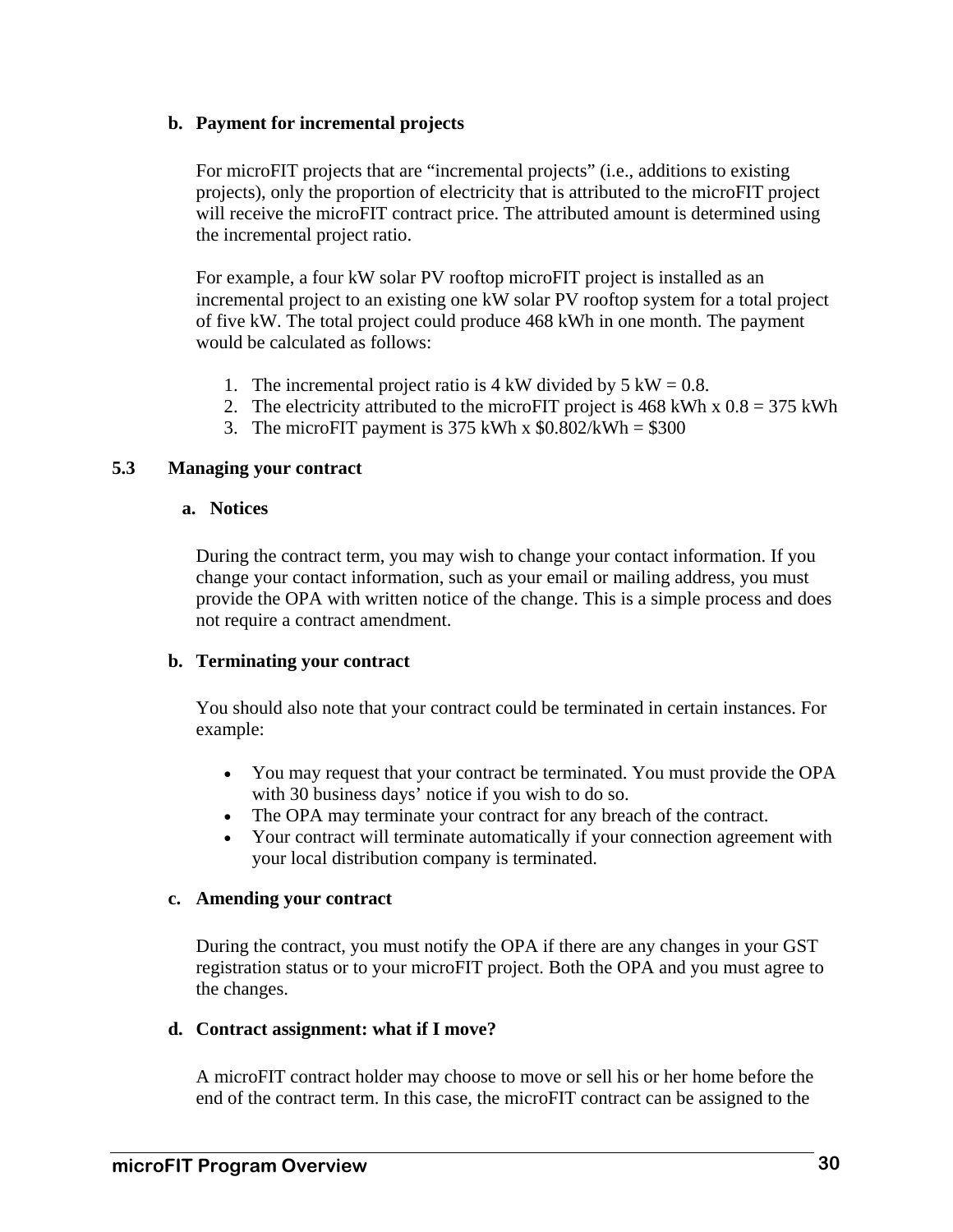### b. Payment for incremental projects

For microFIT projects that are "incremental projects" (i.e., additions to existing projects), only the proportion of electricity that is attributed to the microFIT project will receive the microFIT contract price. The attributed amount is determined using the incremental project ratio.

For example, a four kW solar PV rooftop microFIT project is installed as an incremental project to an existing one kW solar PV rooftop system for a total project of five kW. The total project could produce 468 kWh in one month. The payment would be calculated as follows:

1. The incremental project ratio is 4 kW divided by 5 kW = 0.8.
2. The electricity attributed to the microFIT project is 468 kWh x 0.8 = 375 kWh
3. The microFIT payment is 375 kWh x $0.802/kWh = $300

## 5.3 Managing your contract

### a. Notices

During the contract term, you may wish to change your contact information. If you change your contact information, such as your email or mailing address, you must provide the OPA with written notice of the change. This is a simple process and does not require a contract amendment.

### b. Terminating your contract

You should also note that your contract could be terminated in certain instances. For example:

- You may request that your contract be terminated. You must provide the OPA with 30 business days' notice if you wish to do so.
- The OPA may terminate your contract for any breach of the contract.
- Your contract will terminate automatically if your connection agreement with your local distribution company is terminated.

### c. Amending your contract

During the contract, you must notify the OPA if there are any changes in your GST registration status or to your microFIT project. Both the OPA and you must agree to the changes.

### d. Contract assignment: what if I move?

A microFIT contract holder may choose to move or sell his or her home before the end of the contract term. In this case, the microFIT contract can be assigned to the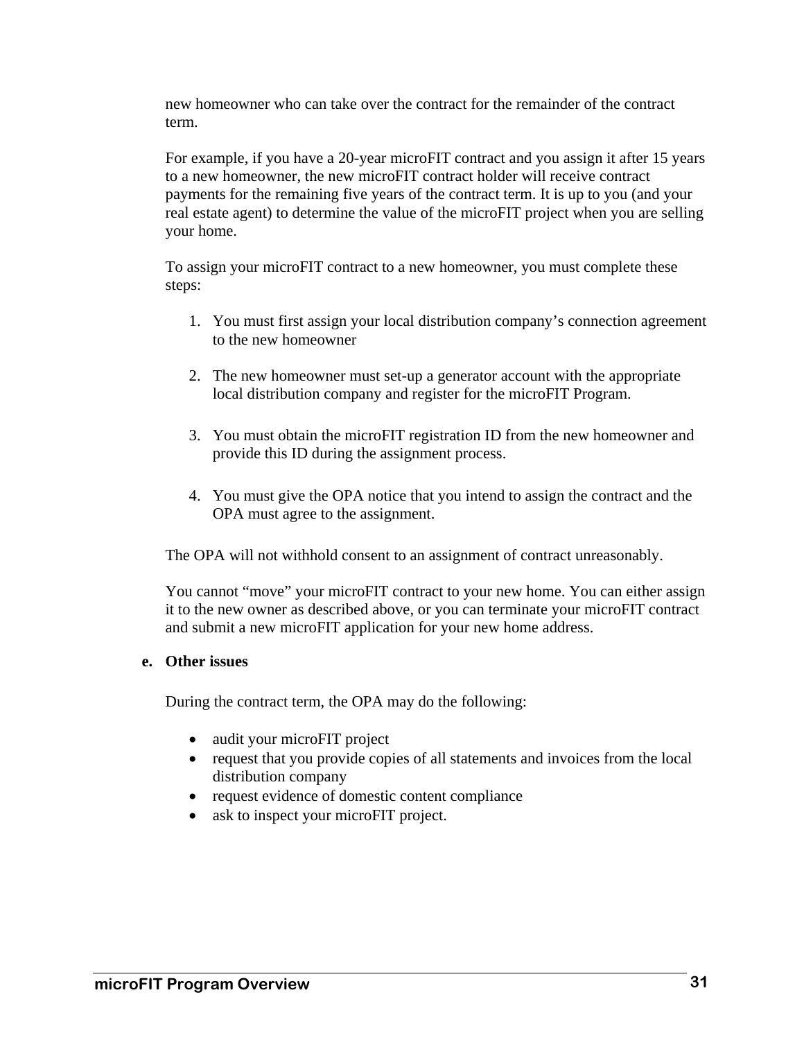new homeowner who can take over the contract for the remainder of the contract term.

For example, if you have a 20-year microFIT contract and you assign it after 15 years to a new homeowner, the new microFIT contract holder will receive contract payments for the remaining five years of the contract term. It is up to you (and your real estate agent) to determine the value of the microFIT project when you are selling your home.

To assign your microFIT contract to a new homeowner, you must complete these steps:

1. You must first assign your local distribution company's connection agreement to the new homeowner

2. The new homeowner must set-up a generator account with the appropriate local distribution company and register for the microFIT Program.

3. You must obtain the microFIT registration ID from the new homeowner and provide this ID during the assignment process.

4. You must give the OPA notice that you intend to assign the contract and the OPA must agree to the assignment.

The OPA will not withhold consent to an assignment of contract unreasonably.

You cannot "move" your microFIT contract to your new home. You can either assign it to the new owner as described above, or you can terminate your microFIT contract and submit a new microFIT application for your new home address.

**e. Other issues**

During the contract term, the OPA may do the following:

- audit your microFIT project
- request that you provide copies of all statements and invoices from the local distribution company
- request evidence of domestic content compliance
- ask to inspect your microFIT project.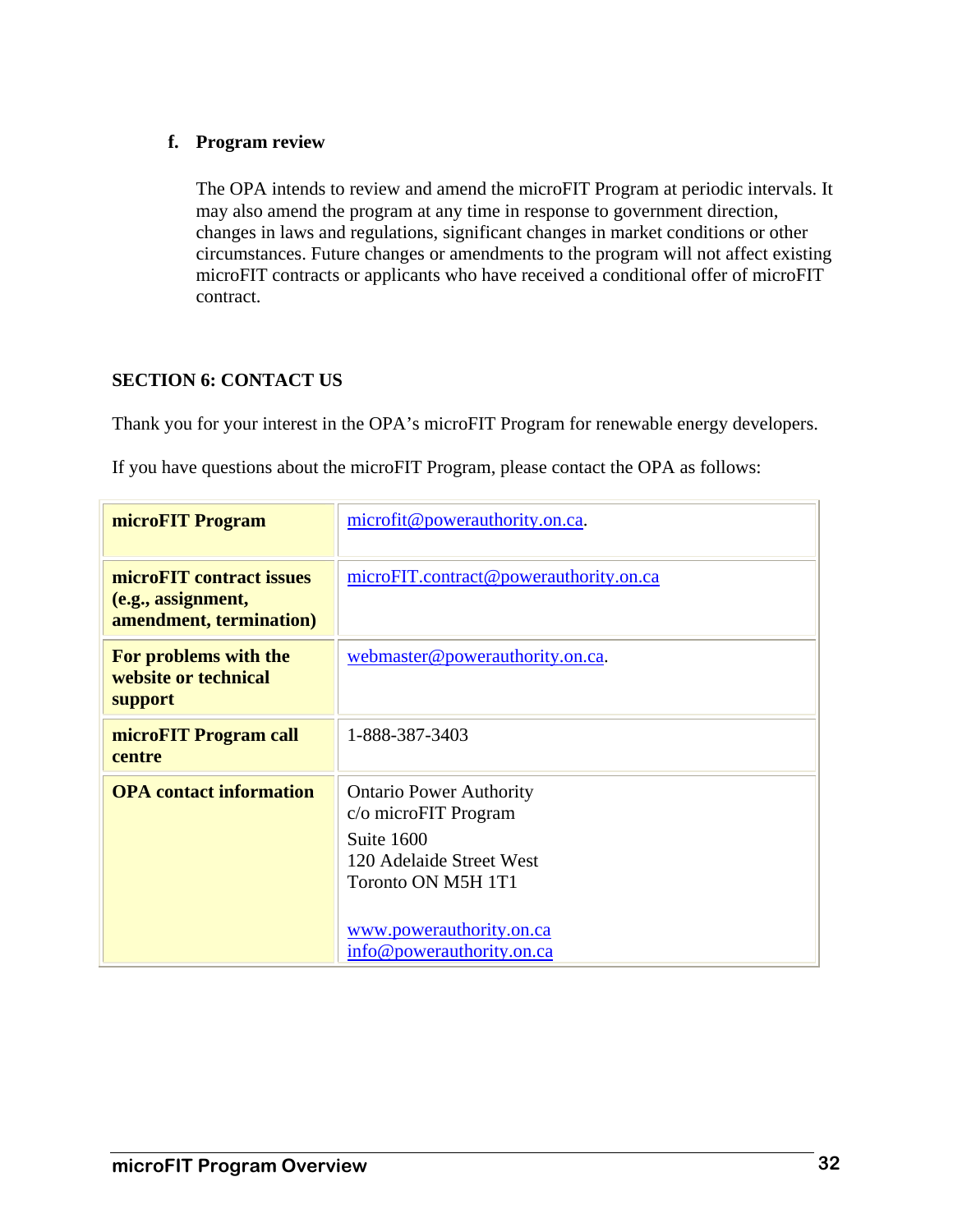### f. Program review

The OPA intends to review and amend the microFIT Program at periodic intervals. It may also amend the program at any time in response to government direction, changes in laws and regulations, significant changes in market conditions or other circumstances. Future changes or amendments to the program will not affect existing microFIT contracts or applicants who have received a conditional offer of microFIT contract.

## SECTION 6: CONTACT US

Thank you for your interest in the OPA's microFIT Program for renewable energy developers.

If you have questions about the microFIT Program, please contact the OPA as follows:

| | |
|---|---|
| **microFIT Program** | microfit@powerauthority.on.ca. |
| **microFIT contract issues (e.g., assignment, amendment, termination)** | microFIT.contract@powerauthority.on.ca |
| **For problems with the website or technical support** | webmaster@powerauthority.on.ca. |
| **microFIT Program call centre** | 1-888-387-3403 |
| **OPA contact information** | Ontario Power Authority<br>c/o microFIT Program<br>Suite 1600<br>120 Adelaide Street West<br>Toronto ON M5H 1T1<br><br>www.powerauthority.on.ca<br>info@powerauthority.on.ca |